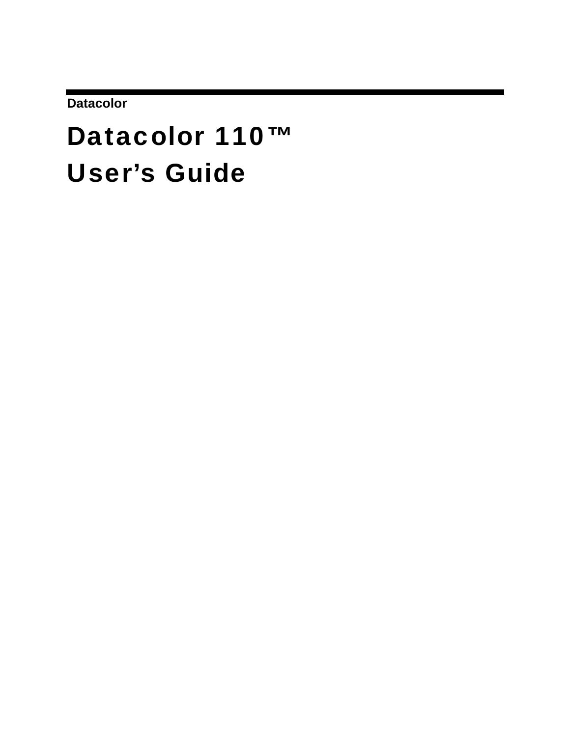Datacolor

# Datacolor 110™
# User's Guide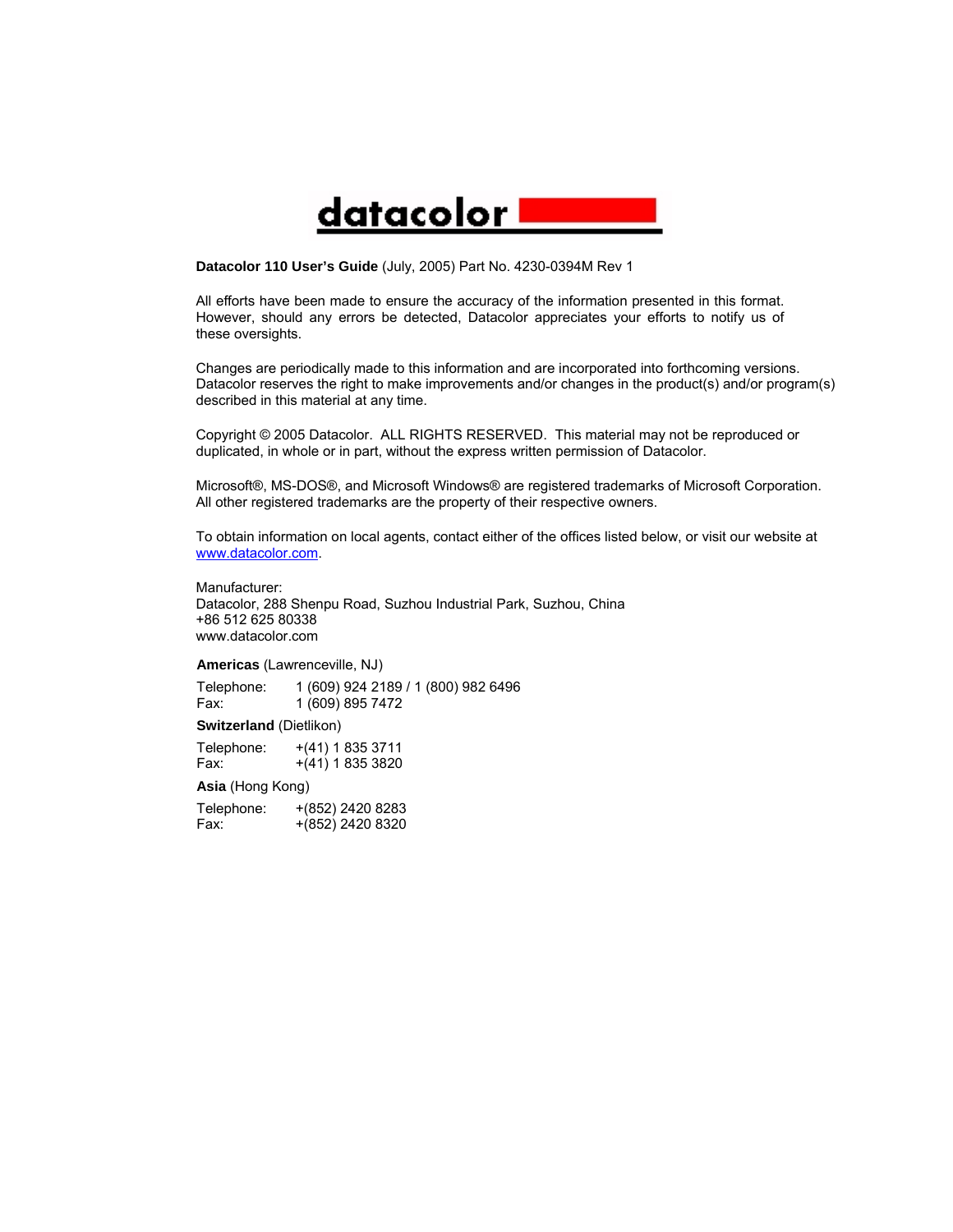**Datacolor 110 User's Guide** (July, 2005) Part No. 4230-0394M Rev 1

All efforts have been made to ensure the accuracy of the information presented in this format. However, should any errors be detected, Datacolor appreciates your efforts to notify us of these oversights.

Changes are periodically made to this information and are incorporated into forthcoming versions. Datacolor reserves the right to make improvements and/or changes in the product(s) and/or program(s) described in this material at any time.

Copyright © 2005 Datacolor. ALL RIGHTS RESERVED. This material may not be reproduced or duplicated, in whole or in part, without the express written permission of Datacolor.

Microsoft®, MS-DOS®, and Microsoft Windows® are registered trademarks of Microsoft Corporation. All other registered trademarks are the property of their respective owners.

To obtain information on local agents, contact either of the offices listed below, or visit our website at [www.datacolor.com](http://www.datacolor.com).

Manufacturer:
Datacolor, 288 Shenpu Road, Suzhou Industrial Park, Suzhou, China
+86 512 625 80338
www.datacolor.com

**Americas** (Lawrenceville, NJ)

Telephone: 1 (609) 924 2189 / 1 (800) 982 6496
Fax: 1 (609) 895 7472

**Switzerland** (Dietlikon)

Telephone: +(41) 1 835 3711
Fax: +(41) 1 835 3820

**Asia** (Hong Kong)

Telephone: +(852) 2420 8283
Fax: +(852) 2420 8320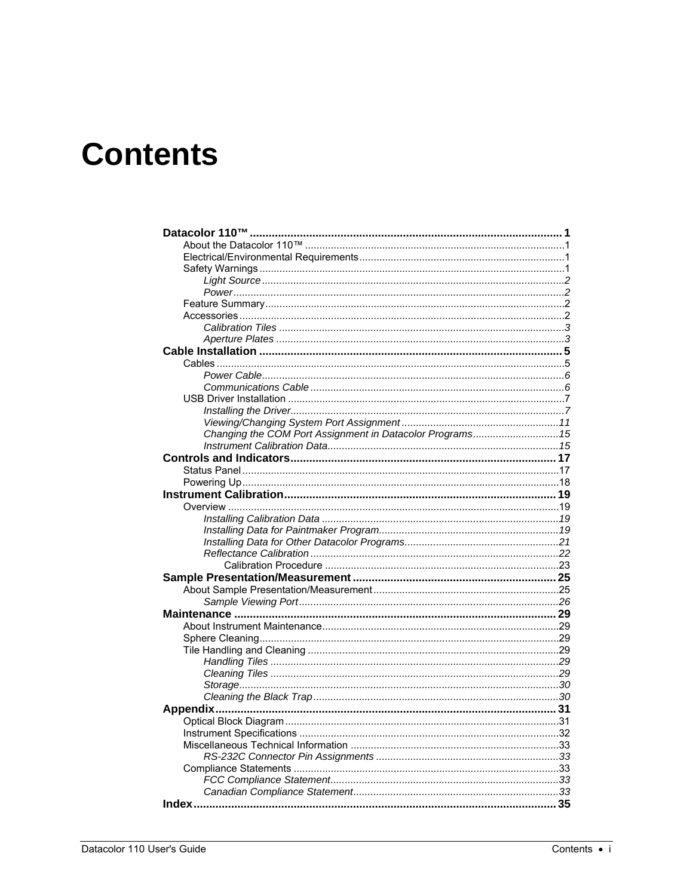# Contents

**Datacolor 110™ .................................................................................................... 1**

About the Datacolor 110™ ..........................................................................................1

Electrical/Environmental Requirements.......................................................................1

Safety Warnings ..........................................................................................................1

*Light Source .........................................................................................................2*

*Power ..................................................................................................................2*

Feature Summary........................................................................................................2

Accessories .................................................................................................................2

*Calibration Tiles ...................................................................................................3*

*Aperture Plates ....................................................................................................3*

**Cable Installation ................................................................................................. 5**

Cables .........................................................................................................................5

*Power Cable.........................................................................................................6*

*Communications Cable ........................................................................................6*

USB Driver Installation ................................................................................................7

*Installing the Driver...............................................................................................7*

*Viewing/Changing System Port Assignment .......................................................11*

*Changing the COM Port Assignment in Datacolor Programs..............................15*

*Instrument Calibration Data................................................................................15*

**Controls and Indicators..................................................................................... 17**

Status Panel ..............................................................................................................17

Powering Up..............................................................................................................18

**Instrument Calibration....................................................................................... 19**

Overview ...................................................................................................................19

*Installing Calibration Data ..................................................................................19*

*Installing Data for Paintmaker Program..............................................................19*

*Installing Data for Other Datacolor Programs.....................................................21*

*Reflectance Calibration ......................................................................................22*

Calibration Procedure .................................................................................23

**Sample Presentation/Measurement ................................................................. 25**

About Sample Presentation/Measurement ................................................................25

*Sample Viewing Port ..........................................................................................26*

**Maintenance ....................................................................................................... 29**

About Instrument Maintenance..................................................................................29

Sphere Cleaning........................................................................................................29

Tile Handling and Cleaning .......................................................................................29

*Handling Tiles ....................................................................................................29*

*Cleaning Tiles ....................................................................................................29*

*Storage...............................................................................................................30*

*Cleaning the Black Trap .....................................................................................30*

**Appendix............................................................................................................ 31**

Optical Block Diagram ...............................................................................................31

Instrument Specifications ..........................................................................................32

Miscellaneous Technical Information ........................................................................33

*RS-232C Connector Pin Assignments ...............................................................33*

Compliance Statements ............................................................................................33

*FCC Compliance Statement...............................................................................33*

*Canadian Compliance Statement.......................................................................33*

**Index................................................................................................................... 35**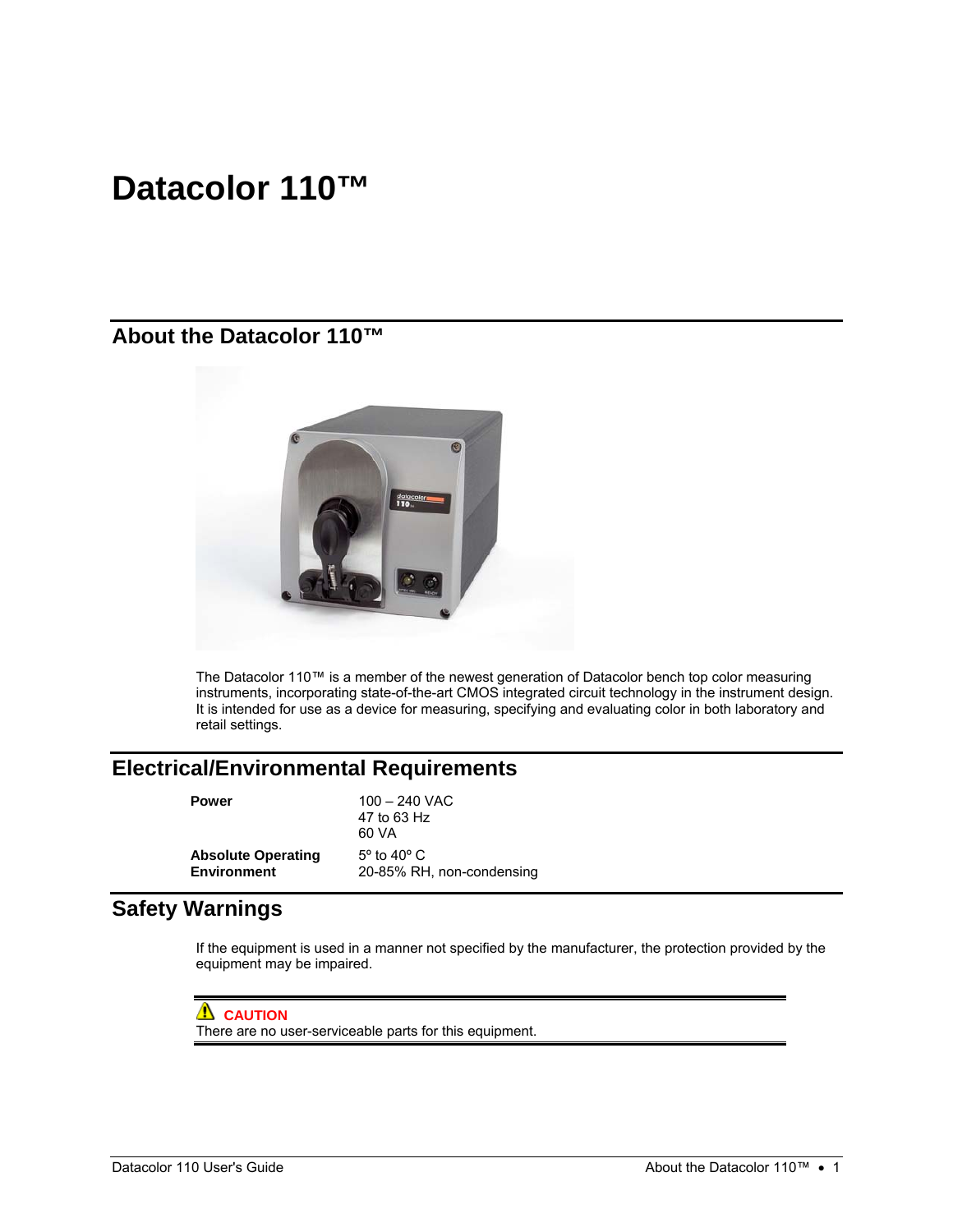# Datacolor 110™

## About the Datacolor 110™

The Datacolor 110™ is a member of the newest generation of Datacolor bench top color measuring instruments, incorporating state-of-the-art CMOS integrated circuit technology in the instrument design. It is intended for use as a device for measuring, specifying and evaluating color in both laboratory and retail settings.

## Electrical/Environmental Requirements

| | |
|---|---|
| **Power** | 100 – 240 VAC<br>47 to 63 Hz<br>60 VA |
| **Absolute Operating Environment** | 5º to 40º C<br>20-85% RH, non-condensing |

## Safety Warnings

If the equipment is used in a manner not specified by the manufacturer, the protection provided by the equipment may be impaired.

**CAUTION**
There are no user-serviceable parts for this equipment.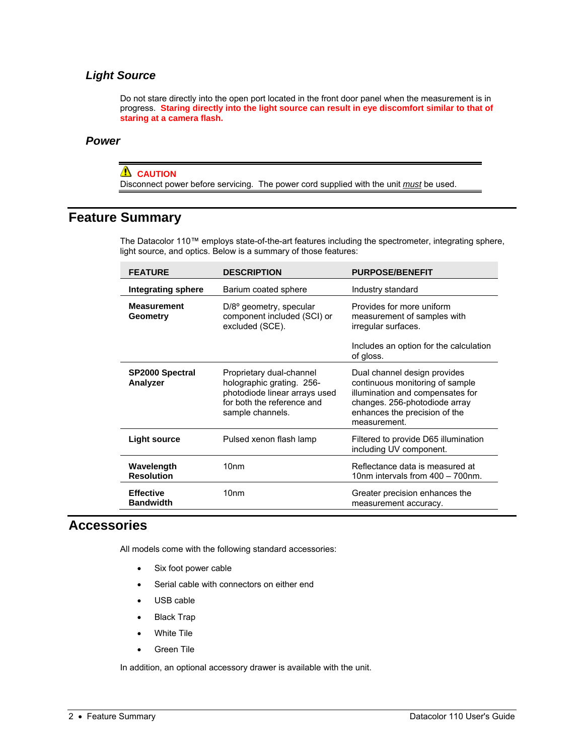### *Light Source*

Do not stare directly into the open port located in the front door panel when the measurement is in progress. **Staring directly into the light source can result in eye discomfort similar to that of staring at a camera flash.**

### *Power*

⚠ **CAUTION**
Disconnect power before servicing. The power cord supplied with the unit *must* be used.

## Feature Summary

The Datacolor 110™ employs state-of-the-art features including the spectrometer, integrating sphere, light source, and optics. Below is a summary of those features:

| FEATURE | DESCRIPTION | PURPOSE/BENEFIT |
|---|---|---|
| **Integrating sphere** | Barium coated sphere | Industry standard |
| **Measurement Geometry** | D/8° geometry, specular component included (SCI) or excluded (SCE). | Provides for more uniform measurement of samples with irregular surfaces.<br><br>Includes an option for the calculation of gloss. |
| **SP2000 Spectral Analyzer** | Proprietary dual-channel holographic grating. 256-photodiode linear arrays used for both the reference and sample channels. | Dual channel design provides continuous monitoring of sample illumination and compensates for changes. 256-photodiode array enhances the precision of the measurement. |
| **Light source** | Pulsed xenon flash lamp | Filtered to provide D65 illumination including UV component. |
| **Wavelength Resolution** | 10nm | Reflectance data is measured at 10nm intervals from 400 – 700nm. |
| **Effective Bandwidth** | 10nm | Greater precision enhances the measurement accuracy. |

## Accessories

All models come with the following standard accessories:

- Six foot power cable
- Serial cable with connectors on either end
- USB cable
- Black Trap
- White Tile
- Green Tile

In addition, an optional accessory drawer is available with the unit.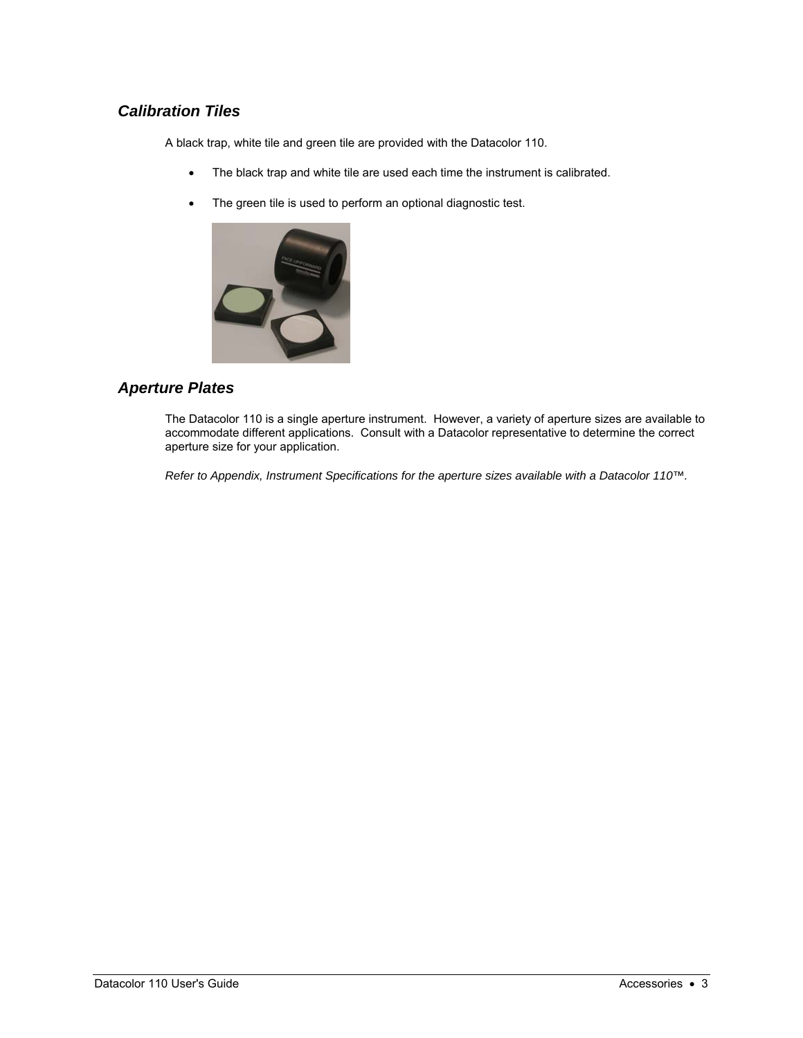## *Calibration Tiles*

A black trap, white tile and green tile are provided with the Datacolor 110.

- The black trap and white tile are used each time the instrument is calibrated.
- The green tile is used to perform an optional diagnostic test.

## *Aperture Plates*

The Datacolor 110 is a single aperture instrument. However, a variety of aperture sizes are available to accommodate different applications. Consult with a Datacolor representative to determine the correct aperture size for your application.

*Refer to Appendix, Instrument Specifications for the aperture sizes available with a Datacolor 110™.*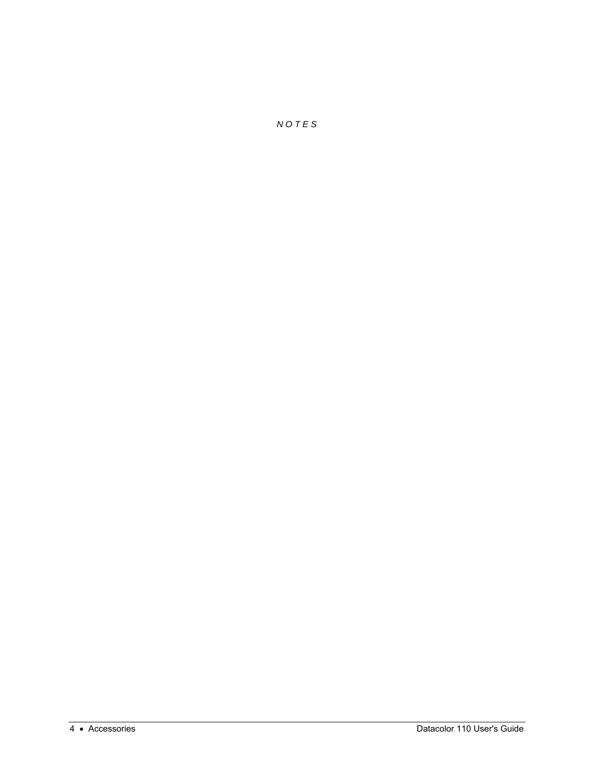*N O T E S*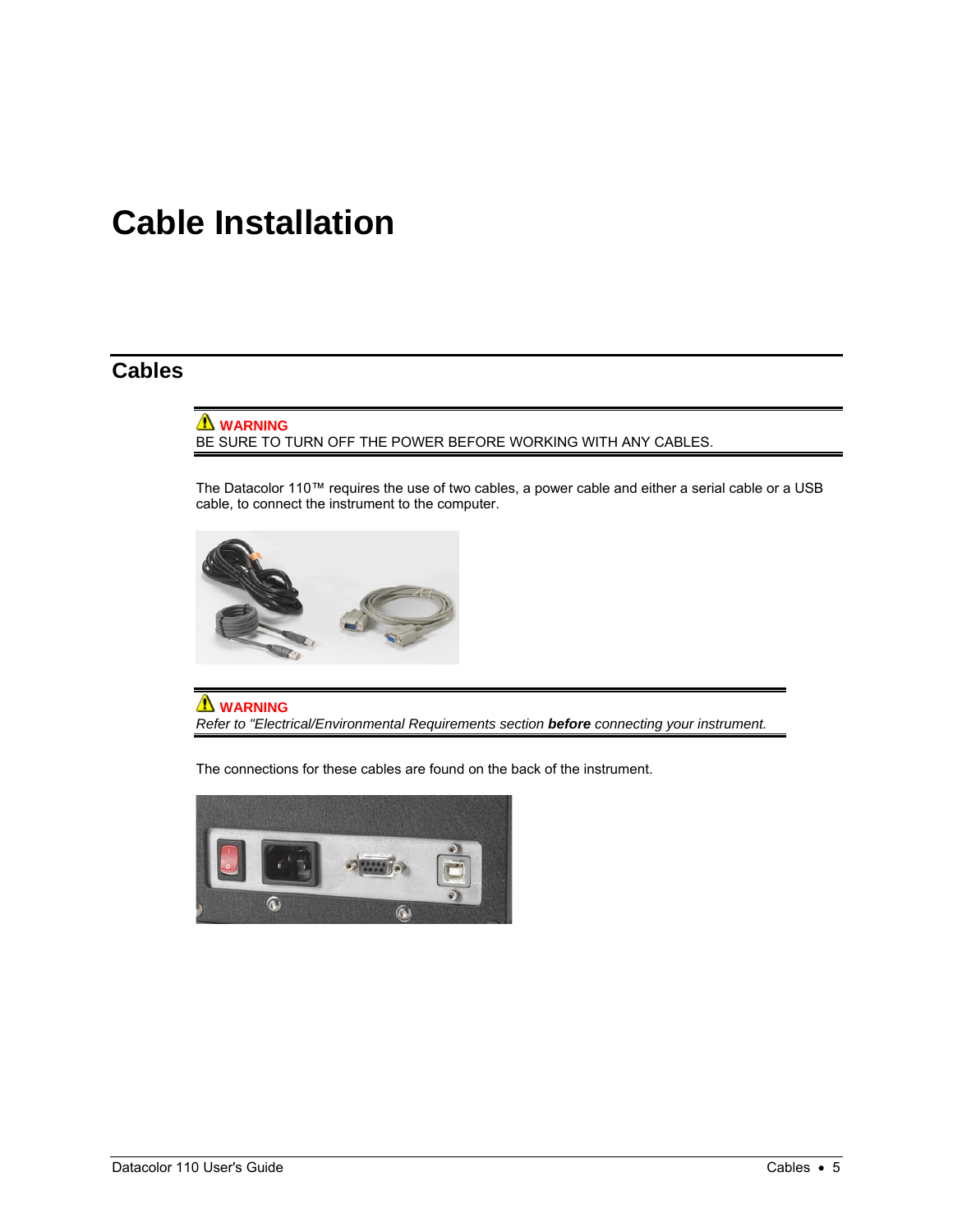# Cable Installation

## Cables

⚠ **WARNING**
BE SURE TO TURN OFF THE POWER BEFORE WORKING WITH ANY CABLES.

The Datacolor 110™ requires the use of two cables, a power cable and either a serial cable or a USB cable, to connect the instrument to the computer.

⚠ **WARNING**
*Refer to "Electrical/Environmental Requirements section **before** connecting your instrument.*

The connections for these cables are found on the back of the instrument.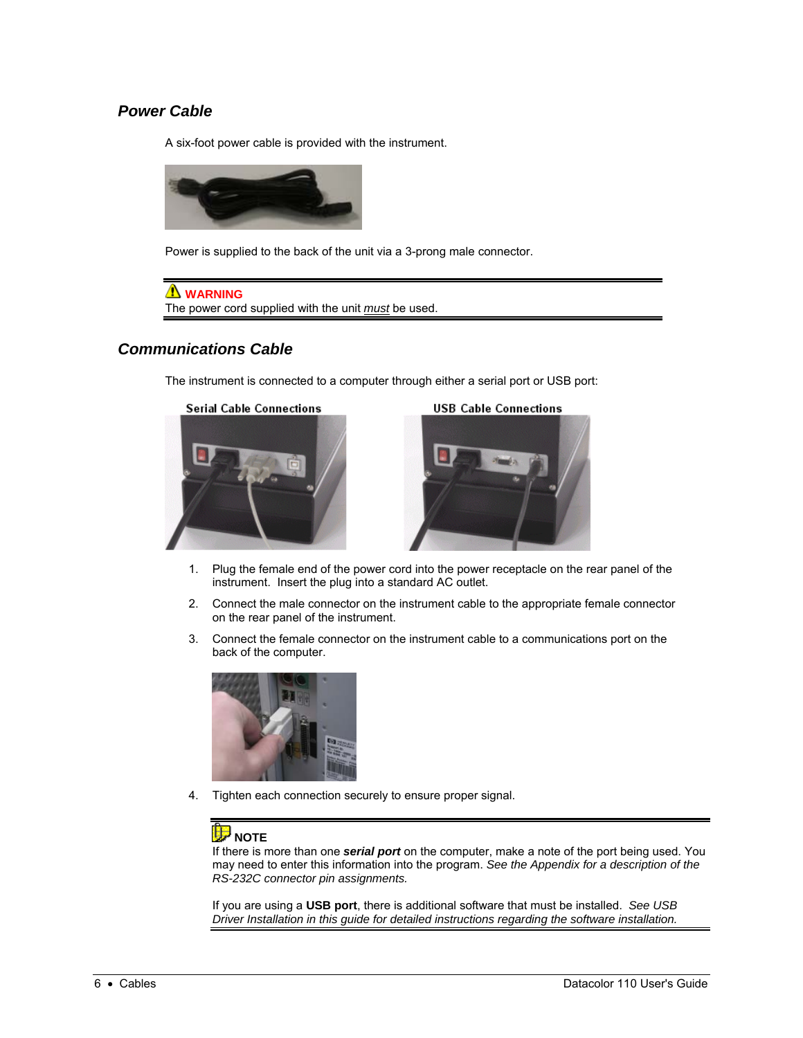## Power Cable

A six-foot power cable is provided with the instrument.

Power is supplied to the back of the unit via a 3-prong male connector.

**WARNING**
The power cord supplied with the unit *must* be used.

## Communications Cable

The instrument is connected to a computer through either a serial port or USB port:

Serial Cable Connections

USB Cable Connections

1. Plug the female end of the power cord into the power receptacle on the rear panel of the instrument. Insert the plug into a standard AC outlet.
2. Connect the male connector on the instrument cable to the appropriate female connector on the rear panel of the instrument.
3. Connect the female connector on the instrument cable to a communications port on the back of the computer.
4. Tighten each connection securely to ensure proper signal.

**NOTE**
If there is more than one ***serial port*** on the computer, make a note of the port being used. You may need to enter this information into the program. *See the Appendix for a description of the RS-232C connector pin assignments.*

If you are using a **USB port**, there is additional software that must be installed. *See USB Driver Installation in this guide for detailed instructions regarding the software installation.*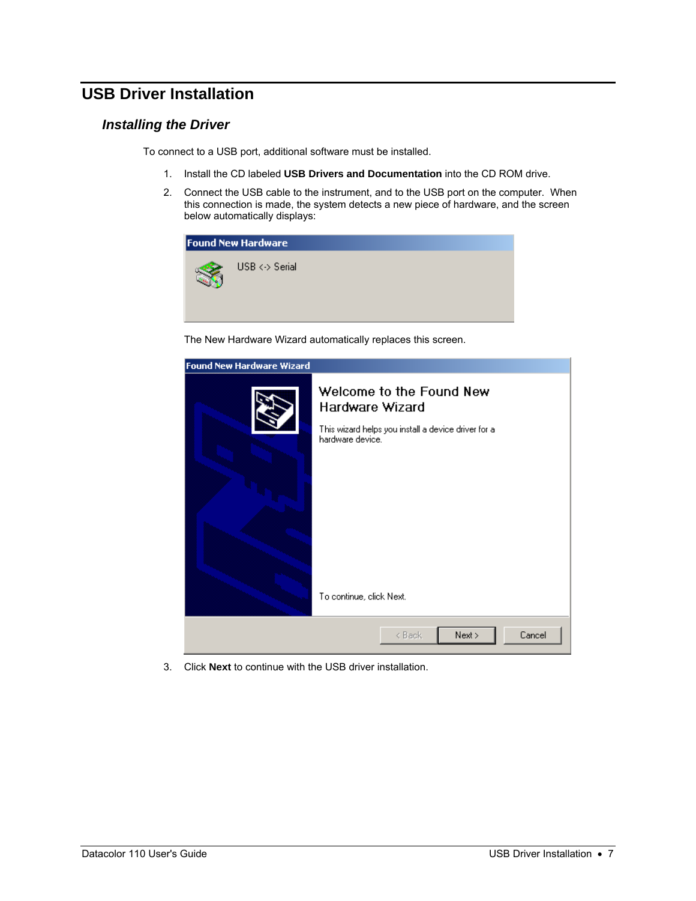# USB Driver Installation

## *Installing the Driver*

To connect to a USB port, additional software must be installed.

1. Install the CD labeled **USB Drivers and Documentation** into the CD ROM drive.
2. Connect the USB cable to the instrument, and to the USB port on the computer. When this connection is made, the system detects a new piece of hardware, and the screen below automatically displays:

   The New Hardware Wizard automatically replaces this screen.

3. Click **Next** to continue with the USB driver installation.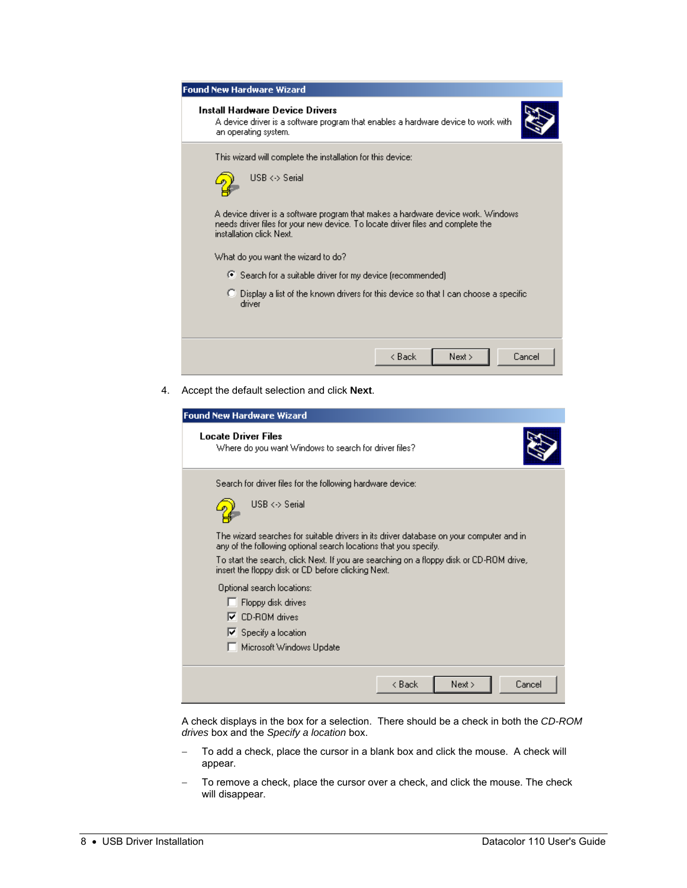**Found New Hardware Wizard**

**Install Hardware Device Drivers**

A device driver is a software program that enables a hardware device to work with an operating system.

This wizard will complete the installation for this device:

USB <-> Serial

A device driver is a software program that makes a hardware device work. Windows needs driver files for your new device. To locate driver files and complete the installation click Next.

What do you want the wizard to do?

- (•) Search for a suitable driver for my device (recommended)
- ( ) Display a list of the known drivers for this device so that I can choose a specific driver

< Back | Next > | Cancel

4. Accept the default selection and click **Next**.

**Found New Hardware Wizard**

**Locate Driver Files**

Where do you want Windows to search for driver files?

Search for driver files for the following hardware device:

USB <-> Serial

The wizard searches for suitable drivers in its driver database on your computer and in any of the following optional search locations that you specify.

To start the search, click Next. If you are searching on a floppy disk or CD-ROM drive, insert the floppy disk or CD before clicking Next.

Optional search locations:

- [ ] Floppy disk drives
- [x] CD-ROM drives
- [x] Specify a location
- [ ] Microsoft Windows Update

< Back | Next > | Cancel

A check displays in the box for a selection. There should be a check in both the *CD-ROM drives* box and the *Specify a location* box.

- To add a check, place the cursor in a blank box and click the mouse. A check will appear.
- To remove a check, place the cursor over a check, and click the mouse. The check will disappear.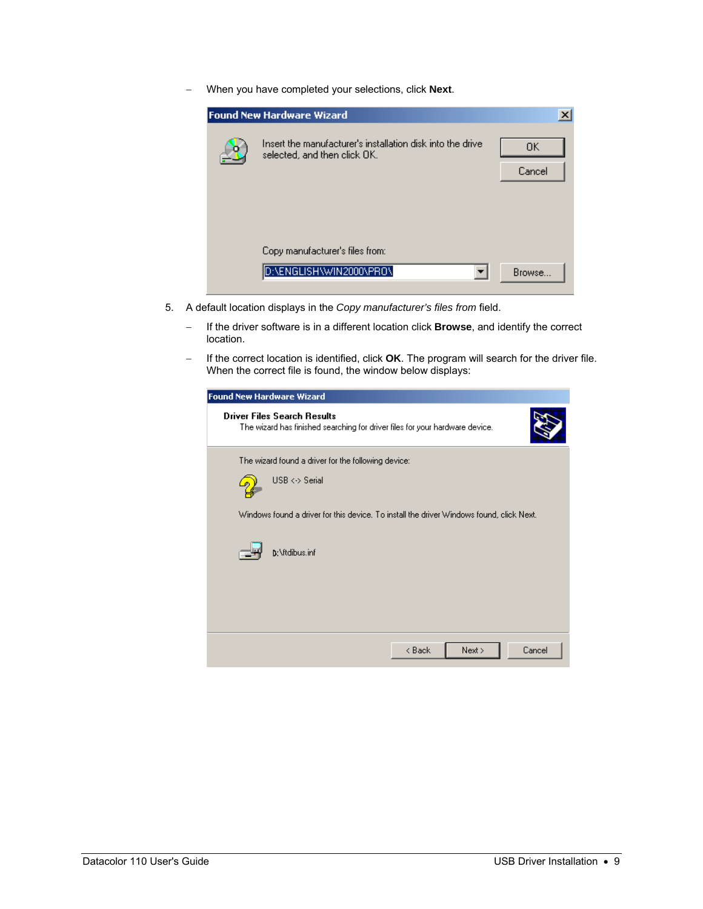– When you have completed your selections, click **Next**.

5. A default location displays in the *Copy manufacturer's files from* field.

   – If the driver software is in a different location click **Browse**, and identify the correct location.

   – If the correct location is identified, click **OK**. The program will search for the driver file. When the correct file is found, the window below displays: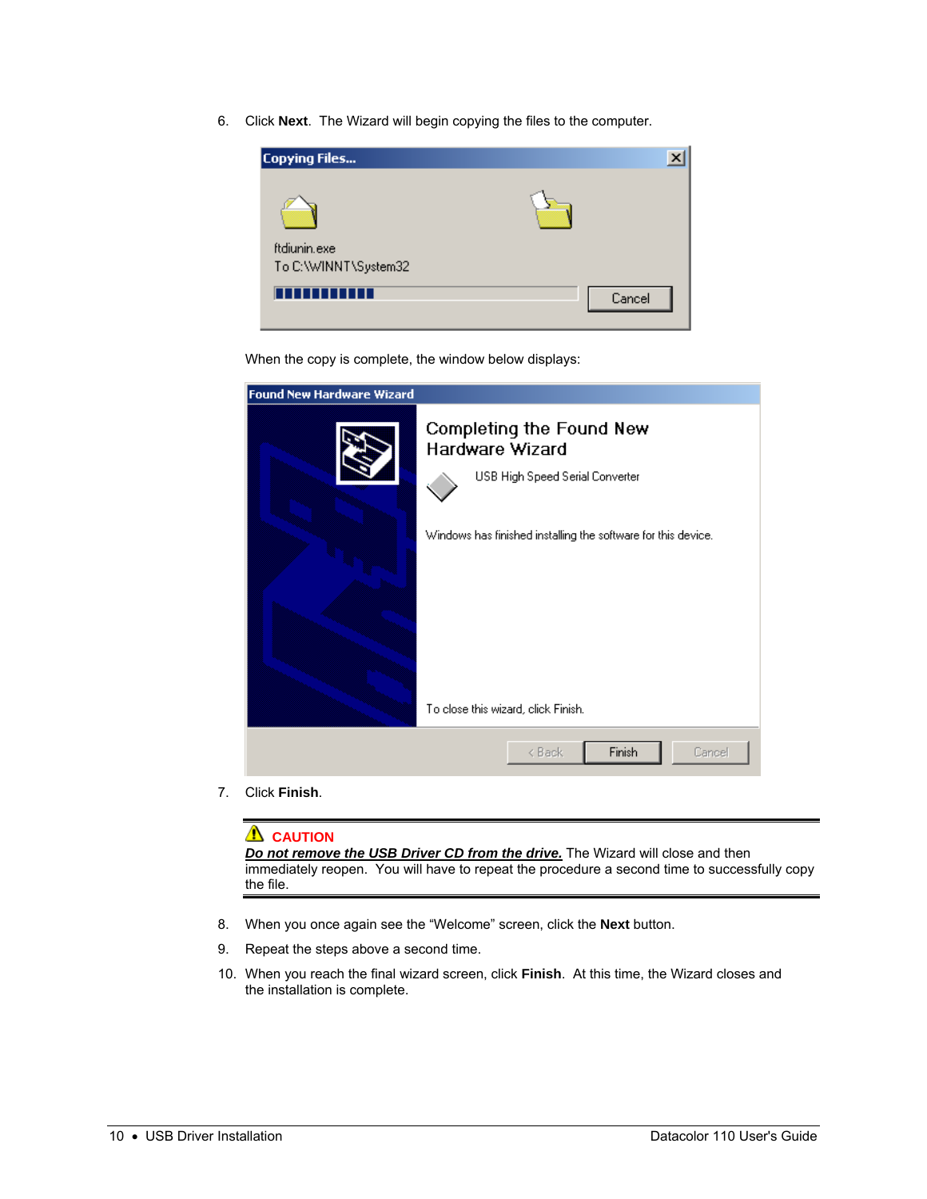6. Click **Next**. The Wizard will begin copying the files to the computer.

When the copy is complete, the window below displays:

7. Click **Finish**.

---

⚠ **CAUTION**

***Do not remove the USB Driver CD from the drive.*** The Wizard will close and then immediately reopen. You will have to repeat the procedure a second time to successfully copy the file.

---

8. When you once again see the "Welcome" screen, click the **Next** button.
9. Repeat the steps above a second time.
10. When you reach the final wizard screen, click **Finish**. At this time, the Wizard closes and the installation is complete.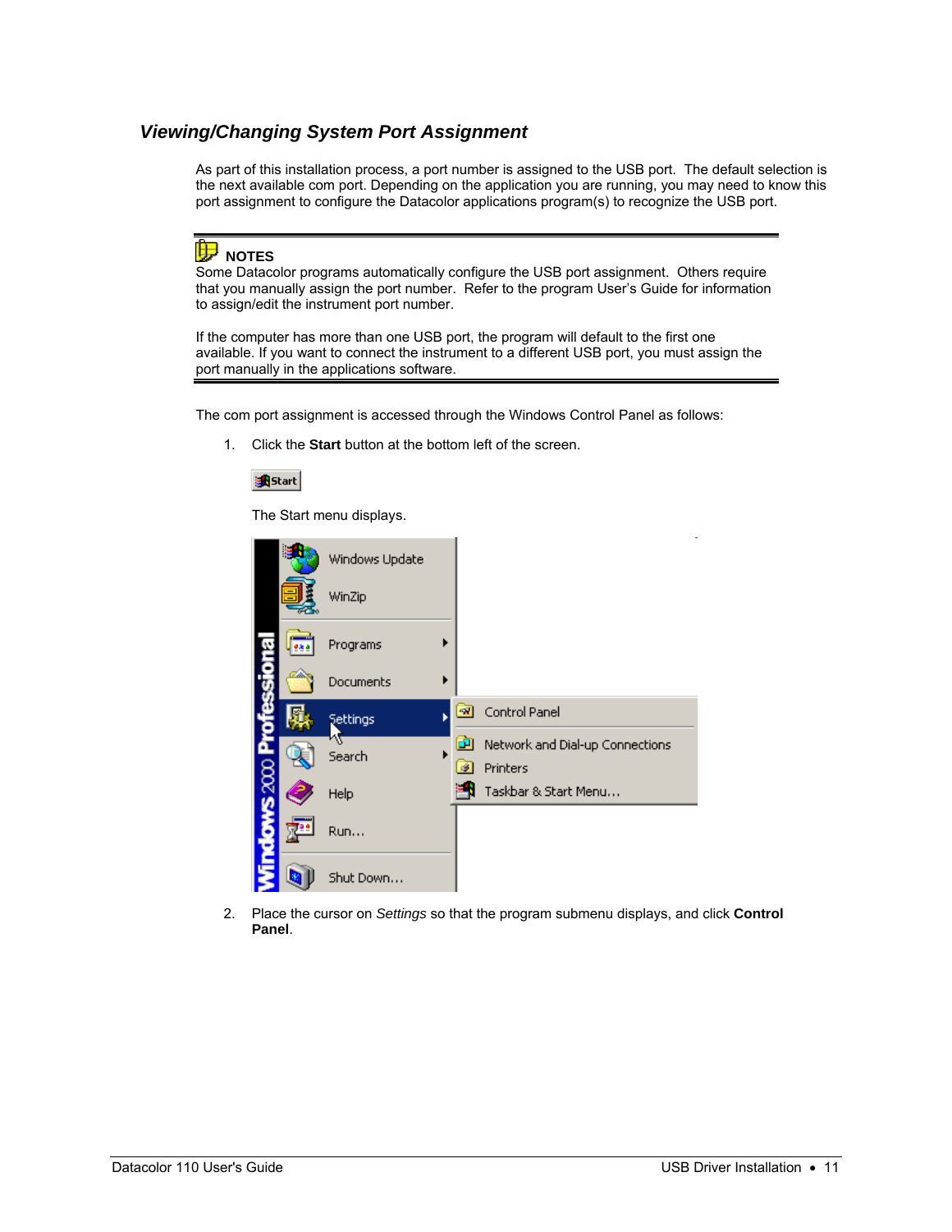### *Viewing/Changing System Port Assignment*

As part of this installation process, a port number is assigned to the USB port. The default selection is the next available com port. Depending on the application you are running, you may need to know this port assignment to configure the Datacolor applications program(s) to recognize the USB port.

---

**NOTES**

Some Datacolor programs automatically configure the USB port assignment. Others require that you manually assign the port number. Refer to the program User's Guide for information to assign/edit the instrument port number.

If the computer has more than one USB port, the program will default to the first one available. If you want to connect the instrument to a different USB port, you must assign the port manually in the applications software.

---

The com port assignment is accessed through the Windows Control Panel as follows:

1. Click the **Start** button at the bottom left of the screen.

   The Start menu displays.

2. Place the cursor on *Settings* so that the program submenu displays, and click **Control Panel**.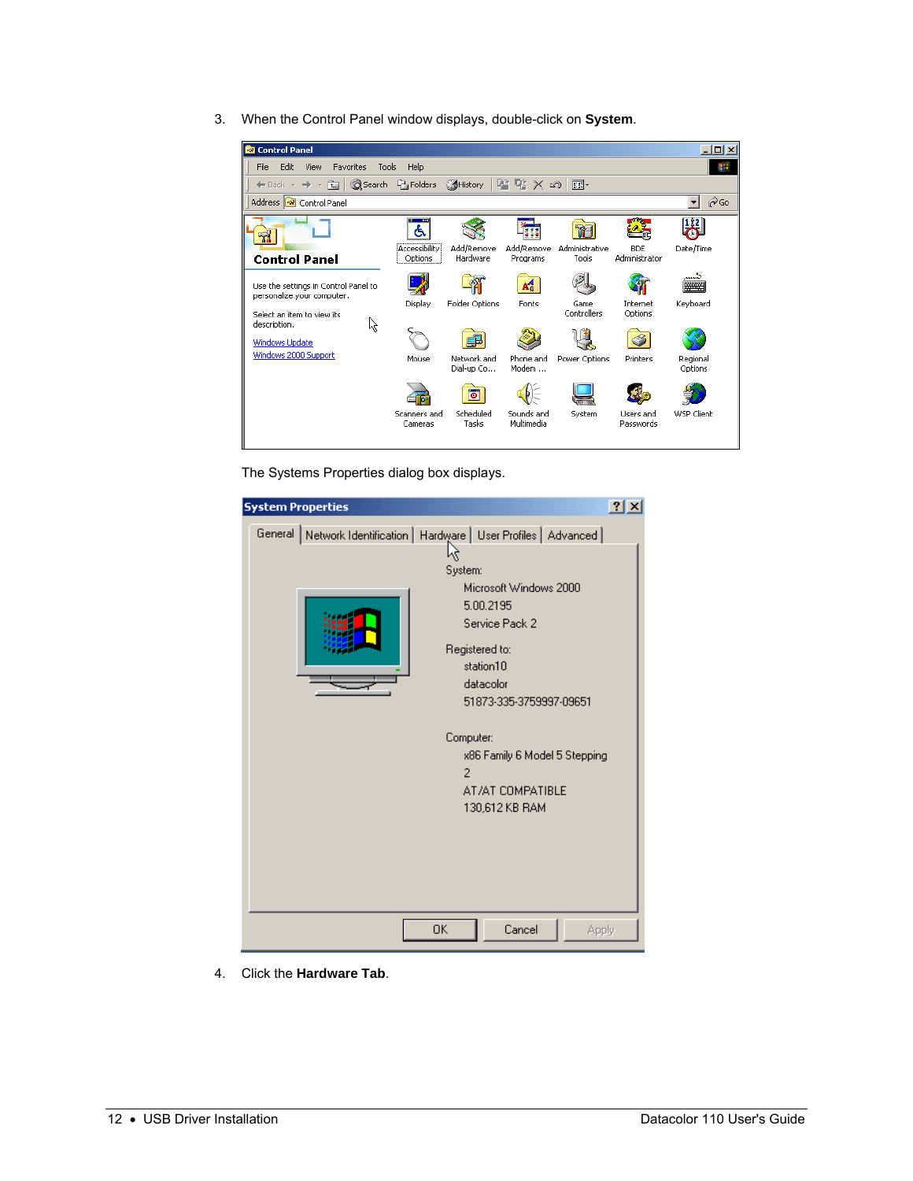3. When the Control Panel window displays, double-click on **System**.

The Systems Properties dialog box displays.

4. Click the **Hardware Tab**.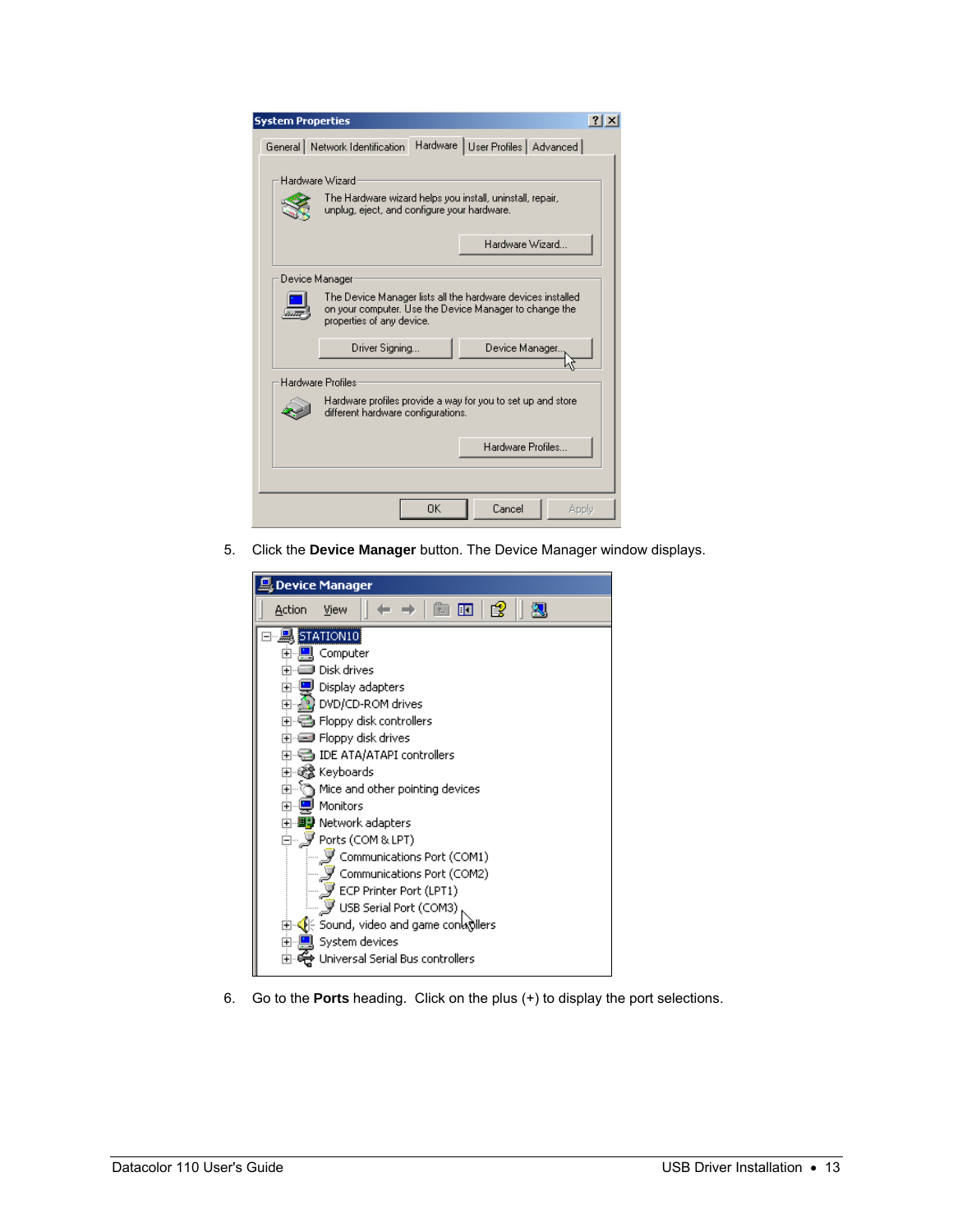5. Click the **Device Manager** button. The Device Manager window displays.

6. Go to the **Ports** heading. Click on the plus (+) to display the port selections.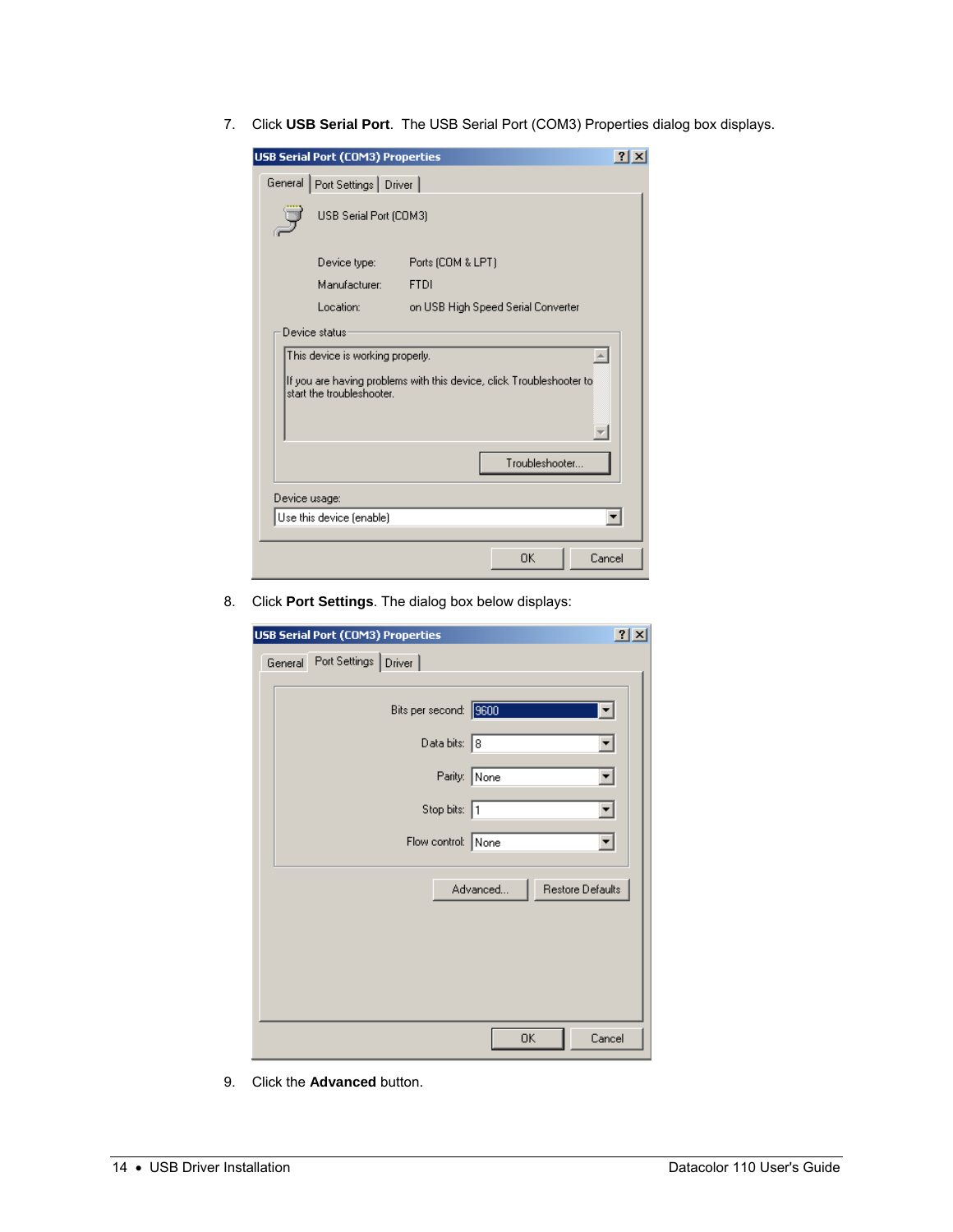7. Click **USB Serial Port**. The USB Serial Port (COM3) Properties dialog box displays.

8. Click **Port Settings**. The dialog box below displays:

9. Click the **Advanced** button.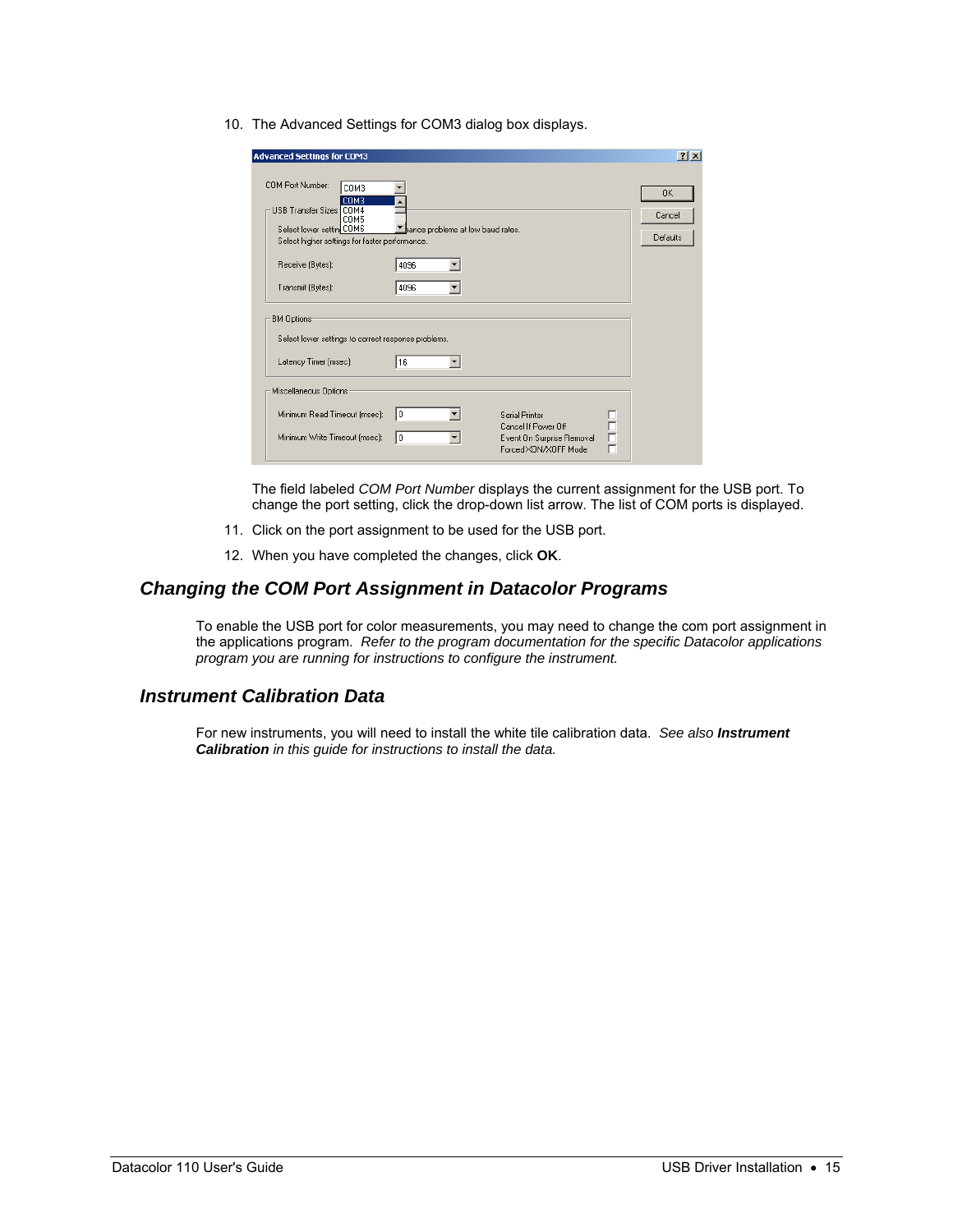10. The Advanced Settings for COM3 dialog box displays.

The field labeled *COM Port Number* displays the current assignment for the USB port. To change the port setting, click the drop-down list arrow. The list of COM ports is displayed.

11. Click on the port assignment to be used for the USB port.
12. When you have completed the changes, click **OK**.

## *Changing the COM Port Assignment in Datacolor Programs*

To enable the USB port for color measurements, you may need to change the com port assignment in the applications program. *Refer to the program documentation for the specific Datacolor applications program you are running for instructions to configure the instrument.*

## *Instrument Calibration Data*

For new instruments, you will need to install the white tile calibration data. *See also **Instrument Calibration** in this guide for instructions to install the data.*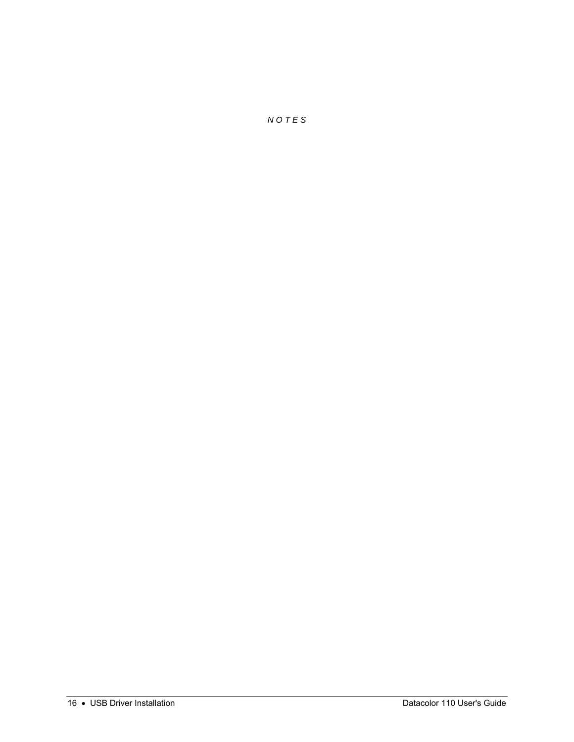*N O T E S*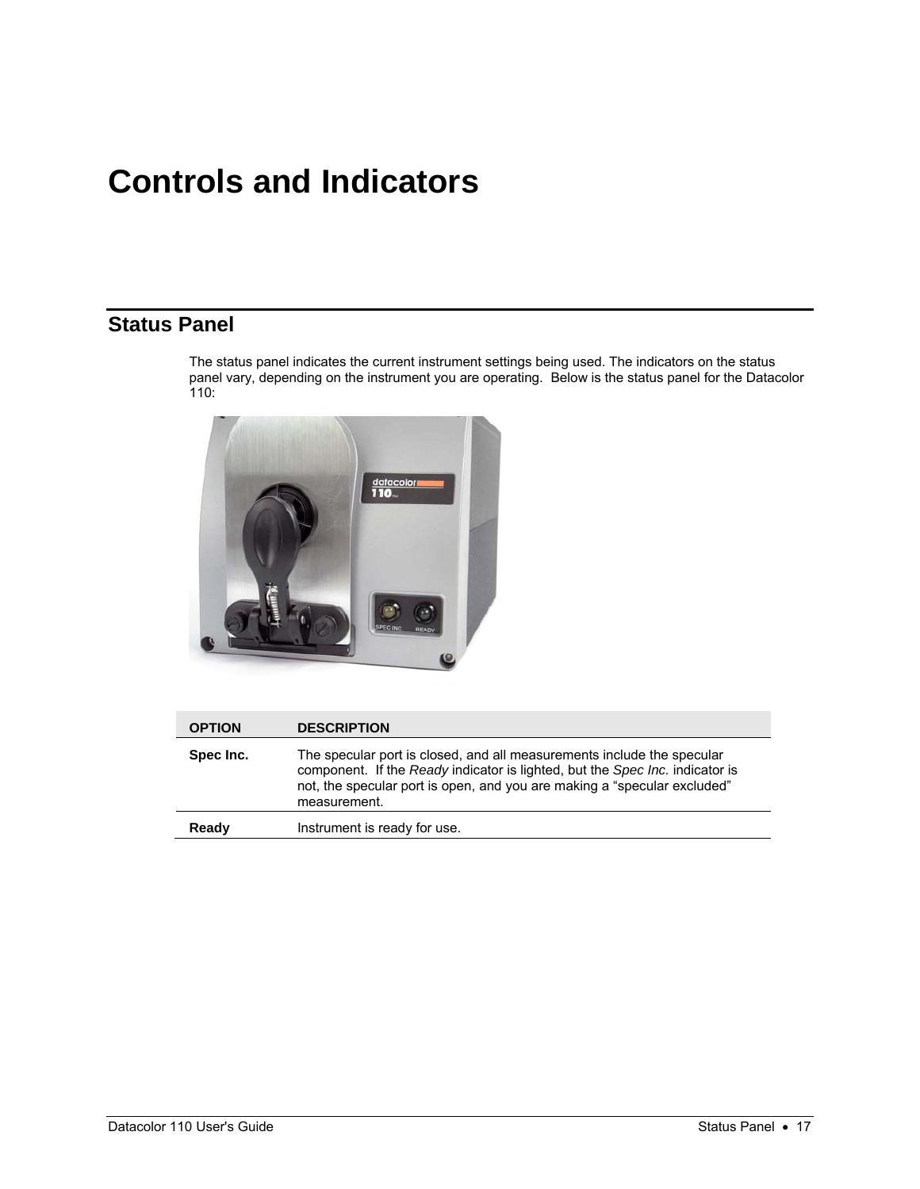# Controls and Indicators

## Status Panel

The status panel indicates the current instrument settings being used. The indicators on the status panel vary, depending on the instrument you are operating. Below is the status panel for the Datacolor 110:

| OPTION | DESCRIPTION |
|---|---|
| **Spec Inc.** | The specular port is closed, and all measurements include the specular component. If the *Ready* indicator is lighted, but the *Spec Inc.* indicator is not, the specular port is open, and you are making a "specular excluded" measurement. |
| **Ready** | Instrument is ready for use. |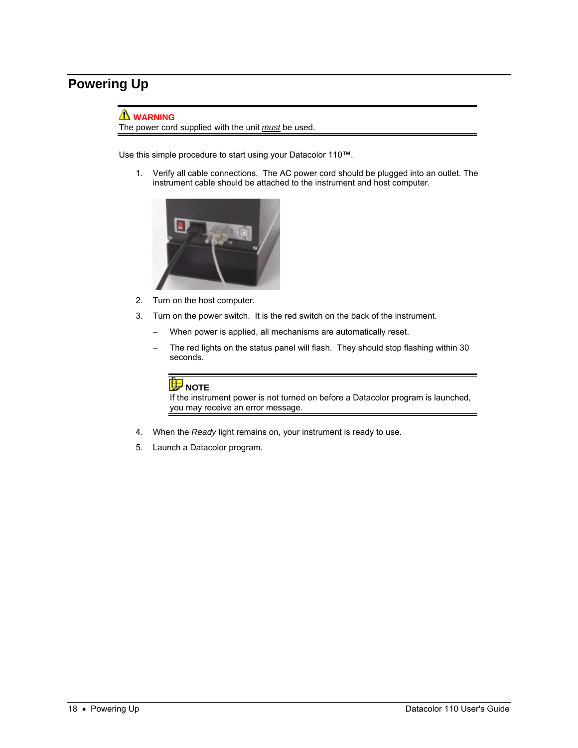# Powering Up

**WARNING**
The power cord supplied with the unit *must* be used.

Use this simple procedure to start using your Datacolor 110™.

1. Verify all cable connections. The AC power cord should be plugged into an outlet. The instrument cable should be attached to the instrument and host computer.

2. Turn on the host computer.

3. Turn on the power switch. It is the red switch on the back of the instrument.

   – When power is applied, all mechanisms are automatically reset.

   – The red lights on the status panel will flash. They should stop flashing within 30 seconds.

   **NOTE**
   If the instrument power is not turned on before a Datacolor program is launched, you may receive an error message.

4. When the *Ready* light remains on, your instrument is ready to use.

5. Launch a Datacolor program.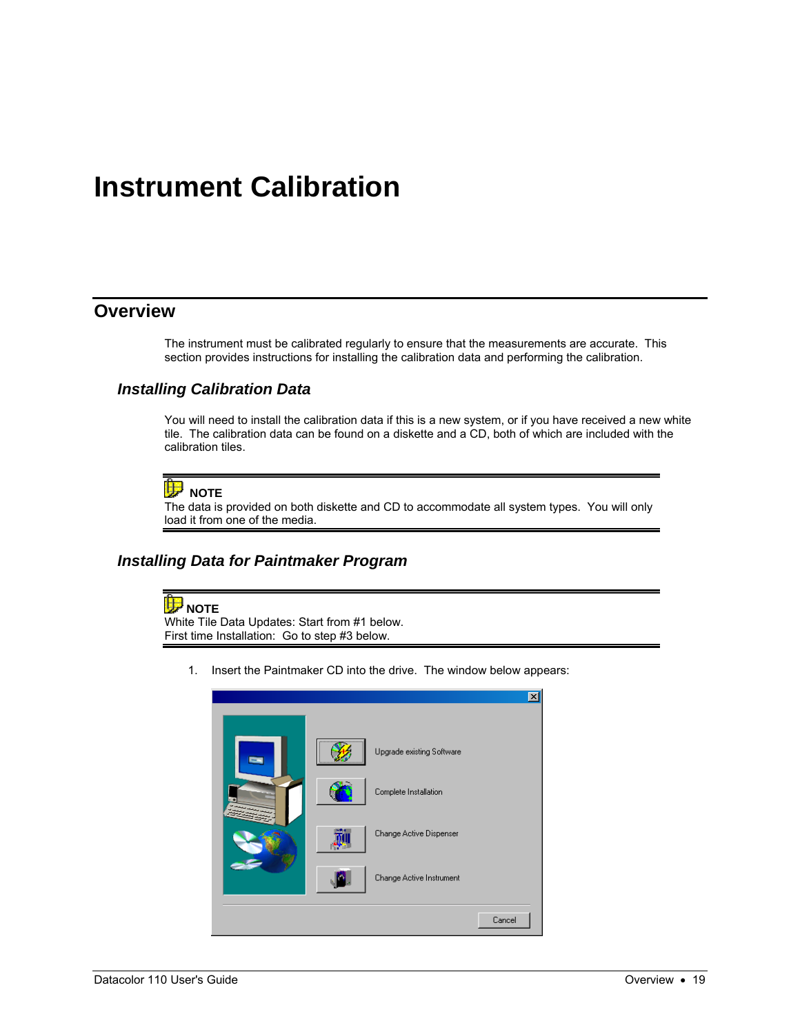# Instrument Calibration

## Overview

The instrument must be calibrated regularly to ensure that the measurements are accurate. This section provides instructions for installing the calibration data and performing the calibration.

### *Installing Calibration Data*

You will need to install the calibration data if this is a new system, or if you have received a new white tile. The calibration data can be found on a diskette and a CD, both of which are included with the calibration tiles.

**NOTE**
The data is provided on both diskette and CD to accommodate all system types. You will only load it from one of the media.

### *Installing Data for Paintmaker Program*

**NOTE**
White Tile Data Updates: Start from #1 below.
First time Installation: Go to step #3 below.

1. Insert the Paintmaker CD into the drive. The window below appears: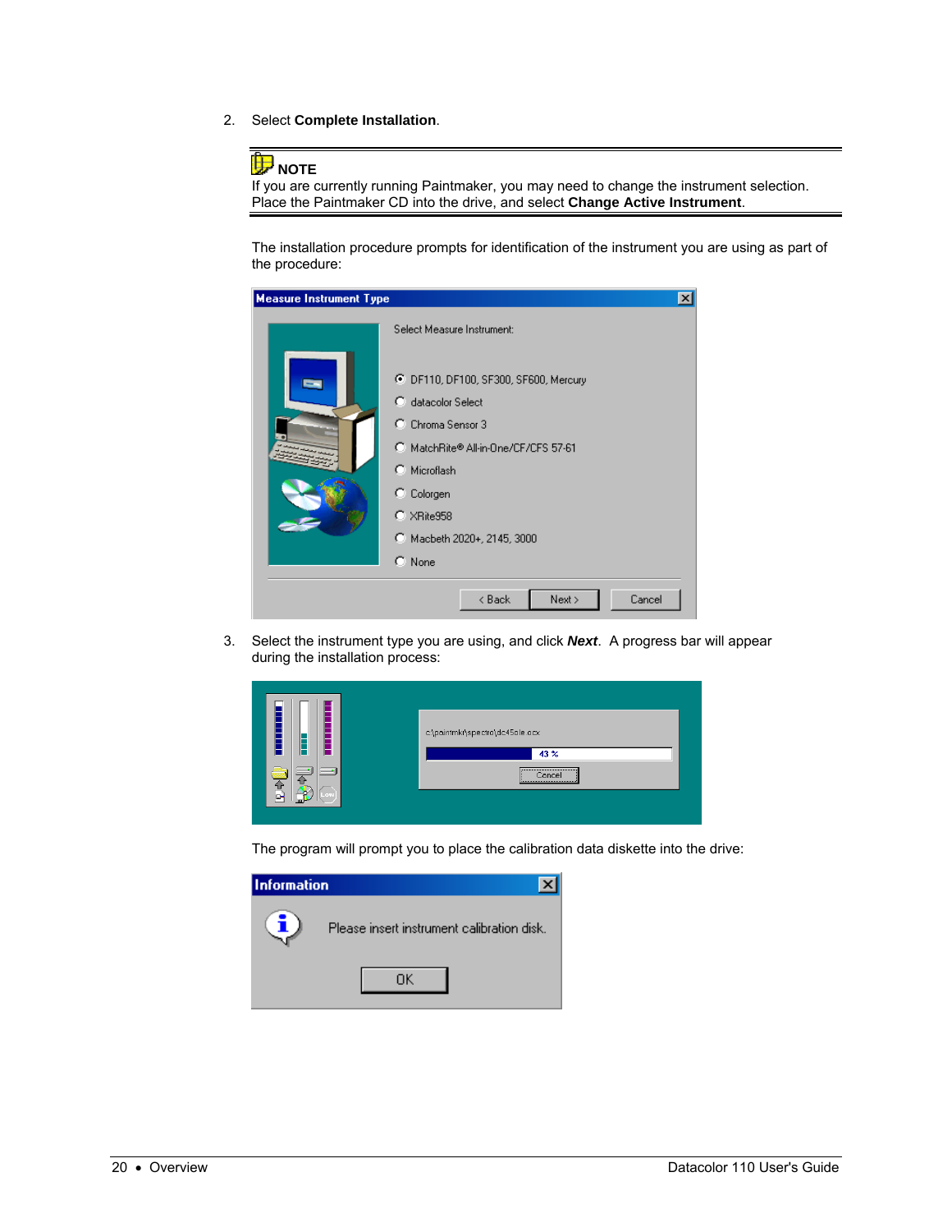2. Select **Complete Installation**.

> **NOTE**
> If you are currently running Paintmaker, you may need to change the instrument selection. Place the Paintmaker CD into the drive, and select **Change Active Instrument**.

The installation procedure prompts for identification of the instrument you are using as part of the procedure:

3. Select the instrument type you are using, and click ***Next***. A progress bar will appear during the installation process:

The program will prompt you to place the calibration data diskette into the drive: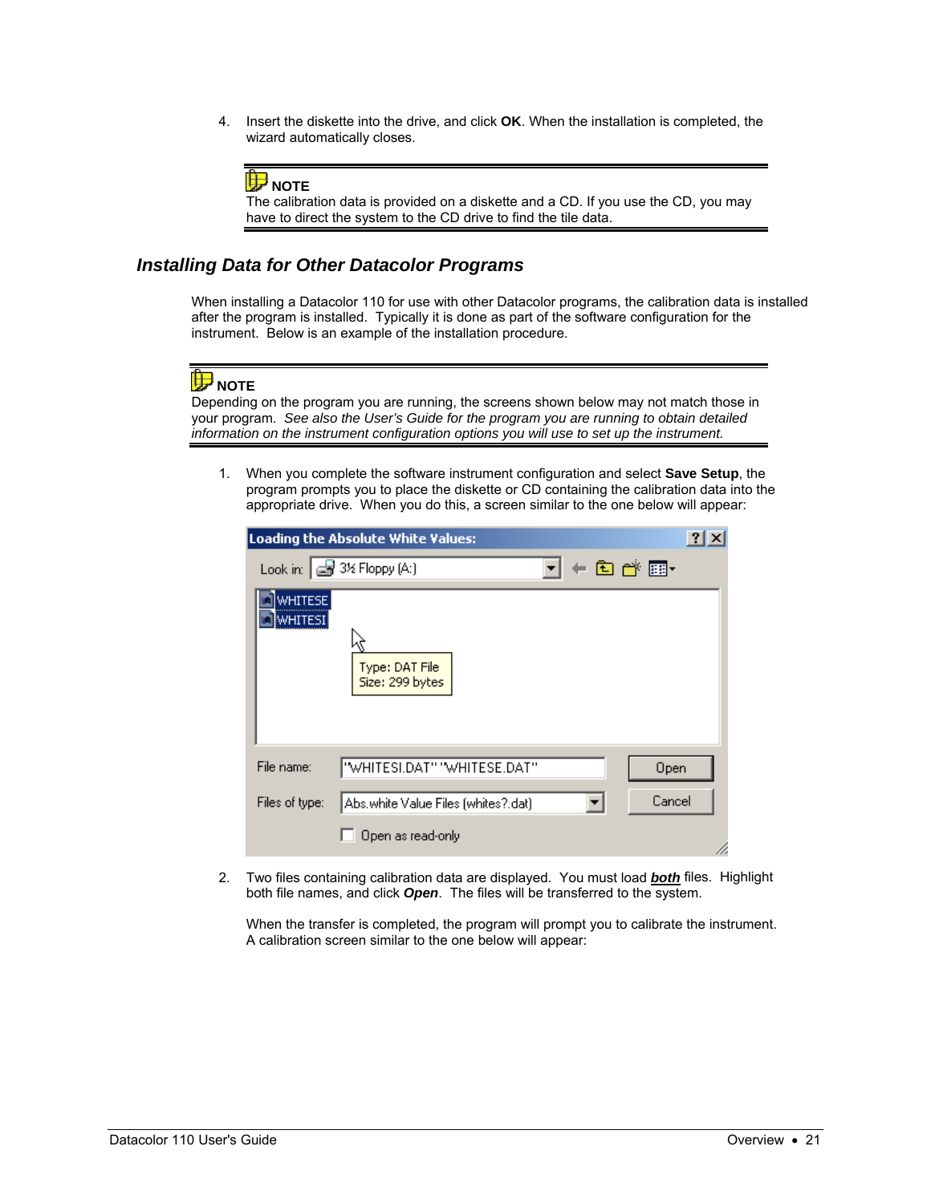4. Insert the diskette into the drive, and click **OK**. When the installation is completed, the wizard automatically closes.

> **NOTE**
> The calibration data is provided on a diskette and a CD. If you use the CD, you may have to direct the system to the CD drive to find the tile data.

## *Installing Data for Other Datacolor Programs*

When installing a Datacolor 110 for use with other Datacolor programs, the calibration data is installed after the program is installed. Typically it is done as part of the software configuration for the instrument. Below is an example of the installation procedure.

> **NOTE**
> Depending on the program you are running, the screens shown below may not match those in your program. *See also the User's Guide for the program you are running to obtain detailed information on the instrument configuration options you will use to set up the instrument.*

1. When you complete the software instrument configuration and select **Save Setup**, the program prompts you to place the diskette or CD containing the calibration data into the appropriate drive. When you do this, a screen similar to the one below will appear:

2. Two files containing calibration data are displayed. You must load ***both*** files. Highlight both file names, and click ***Open***. The files will be transferred to the system.

   When the transfer is completed, the program will prompt you to calibrate the instrument. A calibration screen similar to the one below will appear: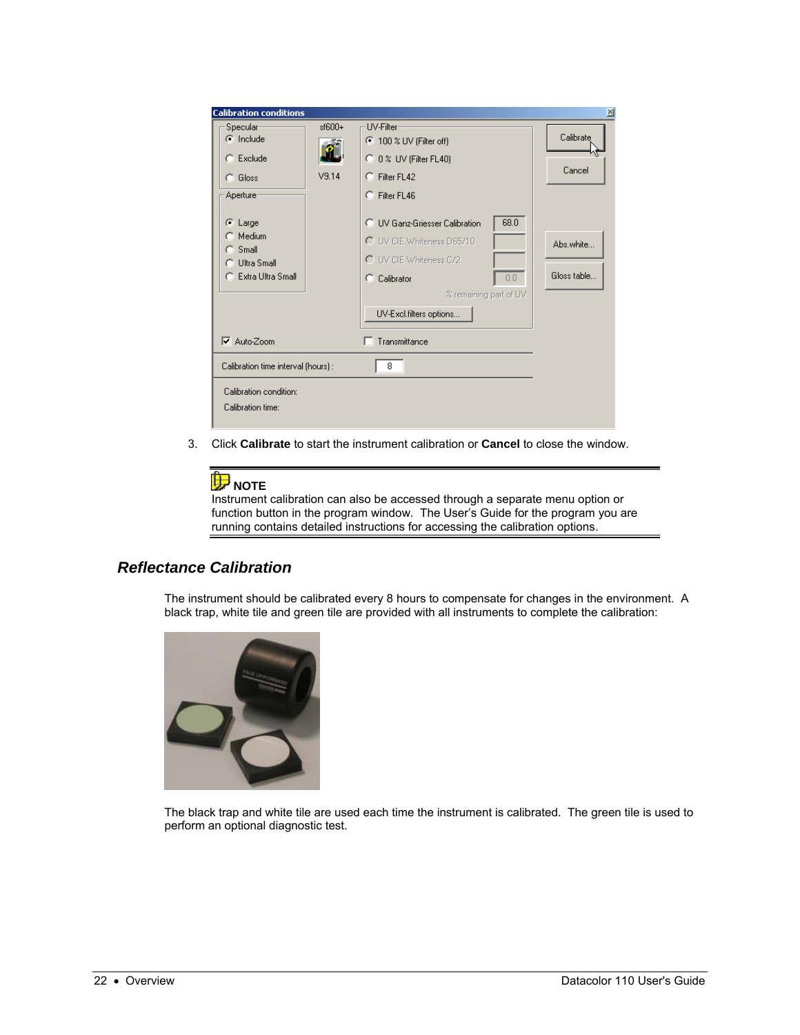3. Click **Calibrate** to start the instrument calibration or **Cancel** to close the window.

> **NOTE**
> Instrument calibration can also be accessed through a separate menu option or function button in the program window. The User's Guide for the program you are running contains detailed instructions for accessing the calibration options.

## *Reflectance Calibration*

The instrument should be calibrated every 8 hours to compensate for changes in the environment. A black trap, white tile and green tile are provided with all instruments to complete the calibration:

The black trap and white tile are used each time the instrument is calibrated. The green tile is used to perform an optional diagnostic test.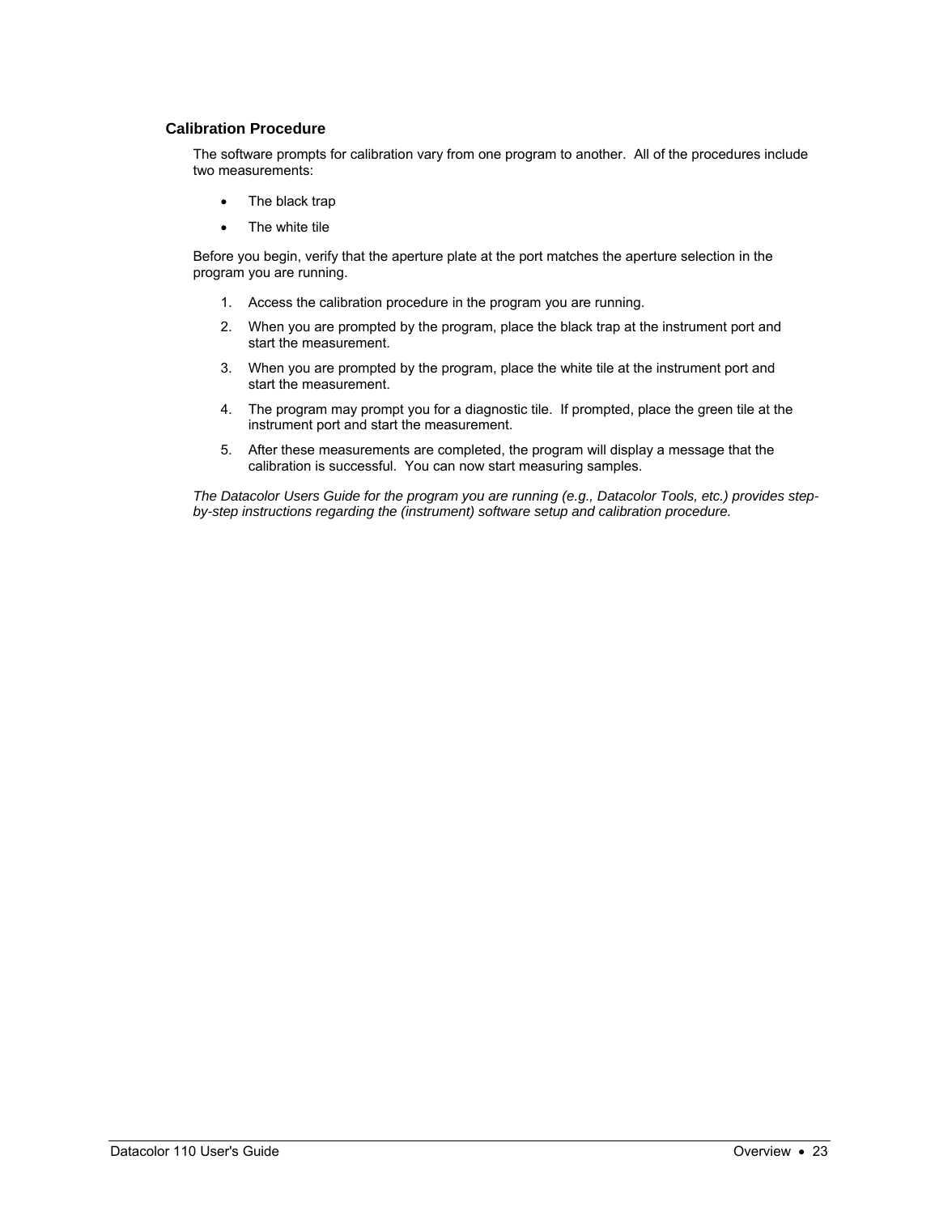### Calibration Procedure

The software prompts for calibration vary from one program to another. All of the procedures include two measurements:

- The black trap
- The white tile

Before you begin, verify that the aperture plate at the port matches the aperture selection in the program you are running.

1. Access the calibration procedure in the program you are running.
2. When you are prompted by the program, place the black trap at the instrument port and start the measurement.
3. When you are prompted by the program, place the white tile at the instrument port and start the measurement.
4. The program may prompt you for a diagnostic tile. If prompted, place the green tile at the instrument port and start the measurement.
5. After these measurements are completed, the program will display a message that the calibration is successful. You can now start measuring samples.

*The Datacolor Users Guide for the program you are running (e.g., Datacolor Tools, etc.) provides step-by-step instructions regarding the (instrument) software setup and calibration procedure.*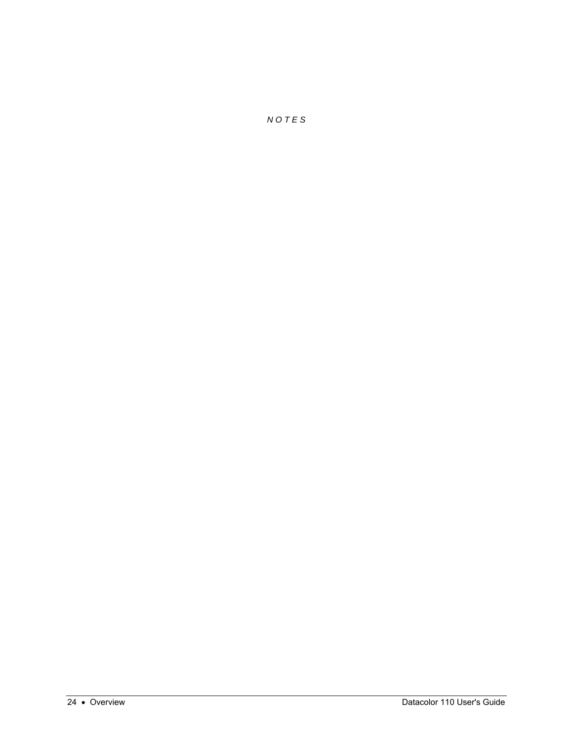*N O T E S*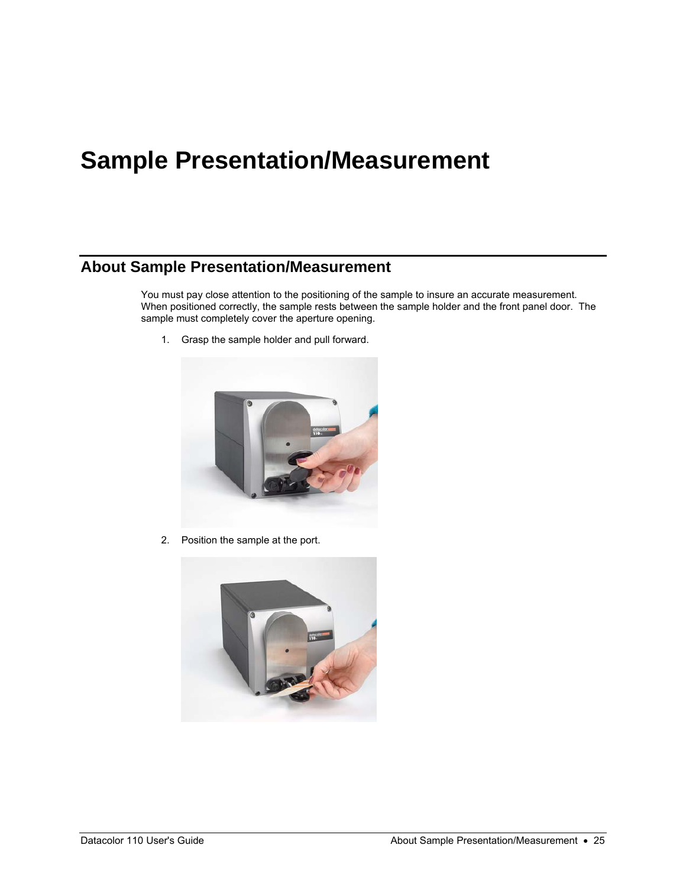# Sample Presentation/Measurement

## About Sample Presentation/Measurement

You must pay close attention to the positioning of the sample to insure an accurate measurement. When positioned correctly, the sample rests between the sample holder and the front panel door. The sample must completely cover the aperture opening.

1. Grasp the sample holder and pull forward.

2. Position the sample at the port.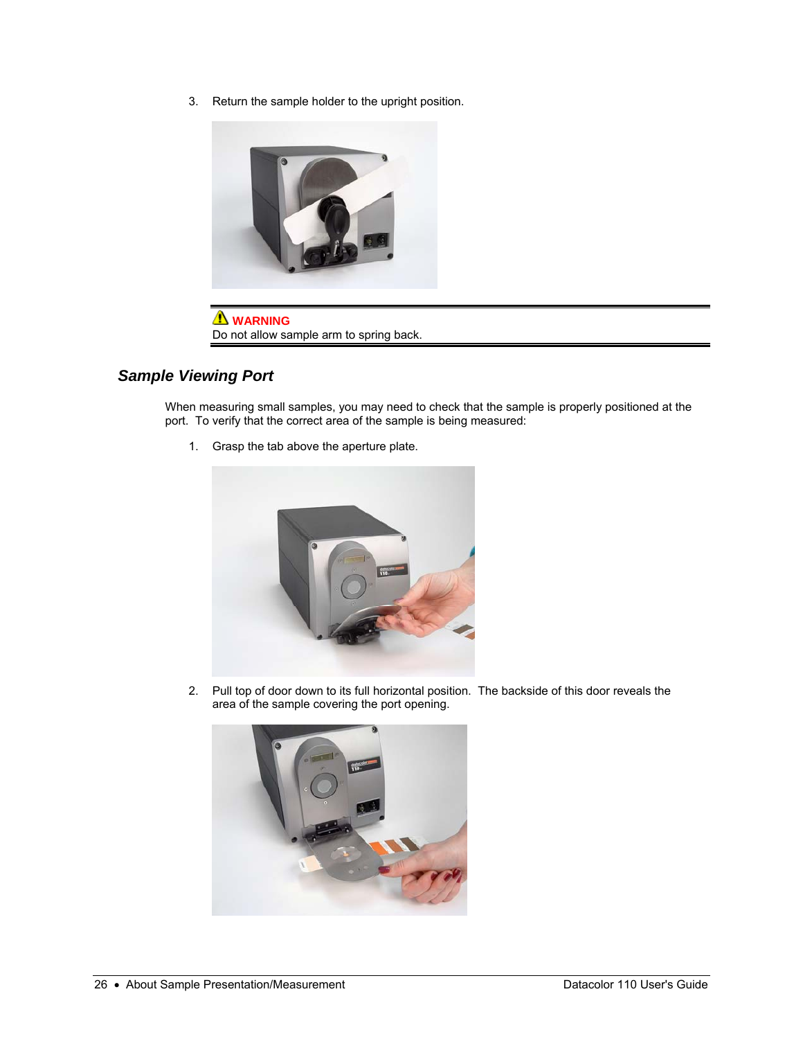3. Return the sample holder to the upright position.

> ⚠ **WARNING**
> Do not allow sample arm to spring back.

## *Sample Viewing Port*

When measuring small samples, you may need to check that the sample is properly positioned at the port. To verify that the correct area of the sample is being measured:

1. Grasp the tab above the aperture plate.

2. Pull top of door down to its full horizontal position. The backside of this door reveals the area of the sample covering the port opening.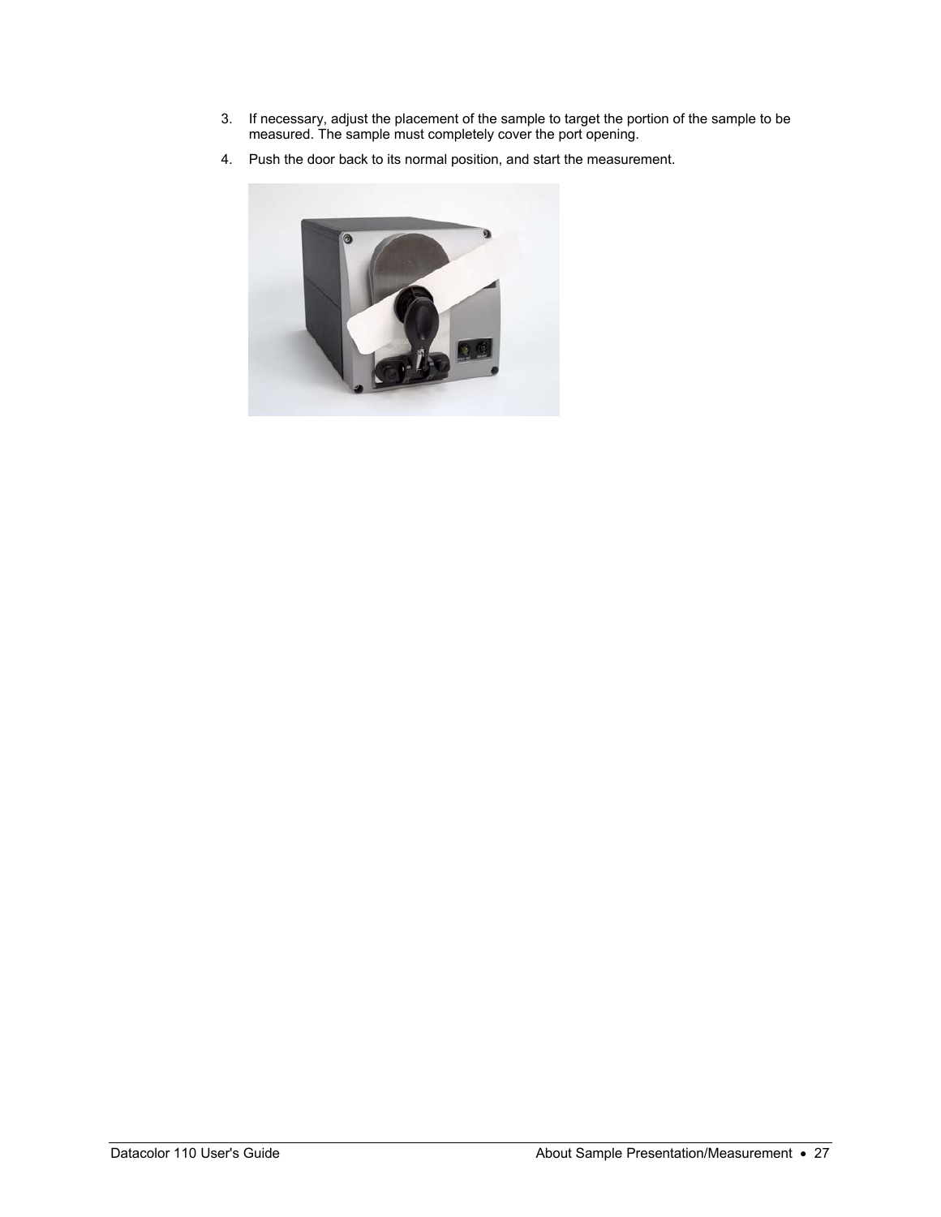3. If necessary, adjust the placement of the sample to target the portion of the sample to be measured. The sample must completely cover the port opening.
4. Push the door back to its normal position, and start the measurement.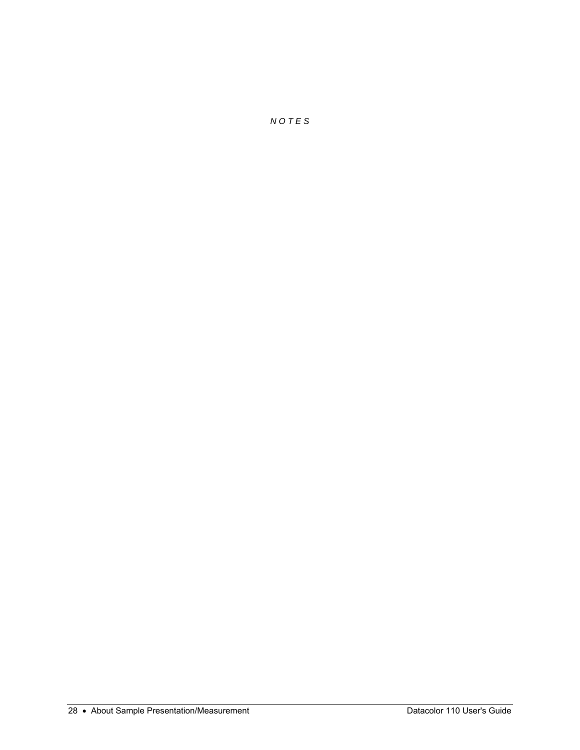*N O T E S*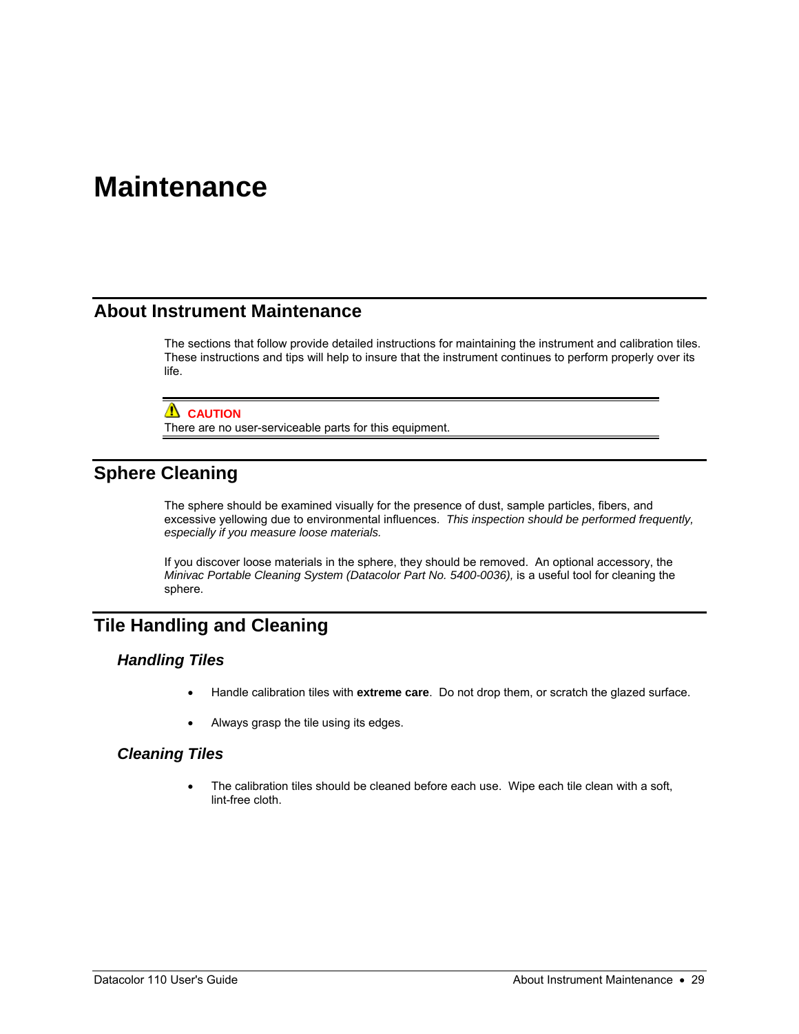# Maintenance

## About Instrument Maintenance

The sections that follow provide detailed instructions for maintaining the instrument and calibration tiles. These instructions and tips will help to insure that the instrument continues to perform properly over its life.

---

⚠ **CAUTION**
There are no user-serviceable parts for this equipment.

---

## Sphere Cleaning

The sphere should be examined visually for the presence of dust, sample particles, fibers, and excessive yellowing due to environmental influences. *This inspection should be performed frequently, especially if you measure loose materials.*

If you discover loose materials in the sphere, they should be removed. An optional accessory, the *Minivac Portable Cleaning System (Datacolor Part No. 5400-0036),* is a useful tool for cleaning the sphere.

## Tile Handling and Cleaning

### *Handling Tiles*

- Handle calibration tiles with **extreme care**. Do not drop them, or scratch the glazed surface.
- Always grasp the tile using its edges.

### *Cleaning Tiles*

- The calibration tiles should be cleaned before each use. Wipe each tile clean with a soft, lint-free cloth.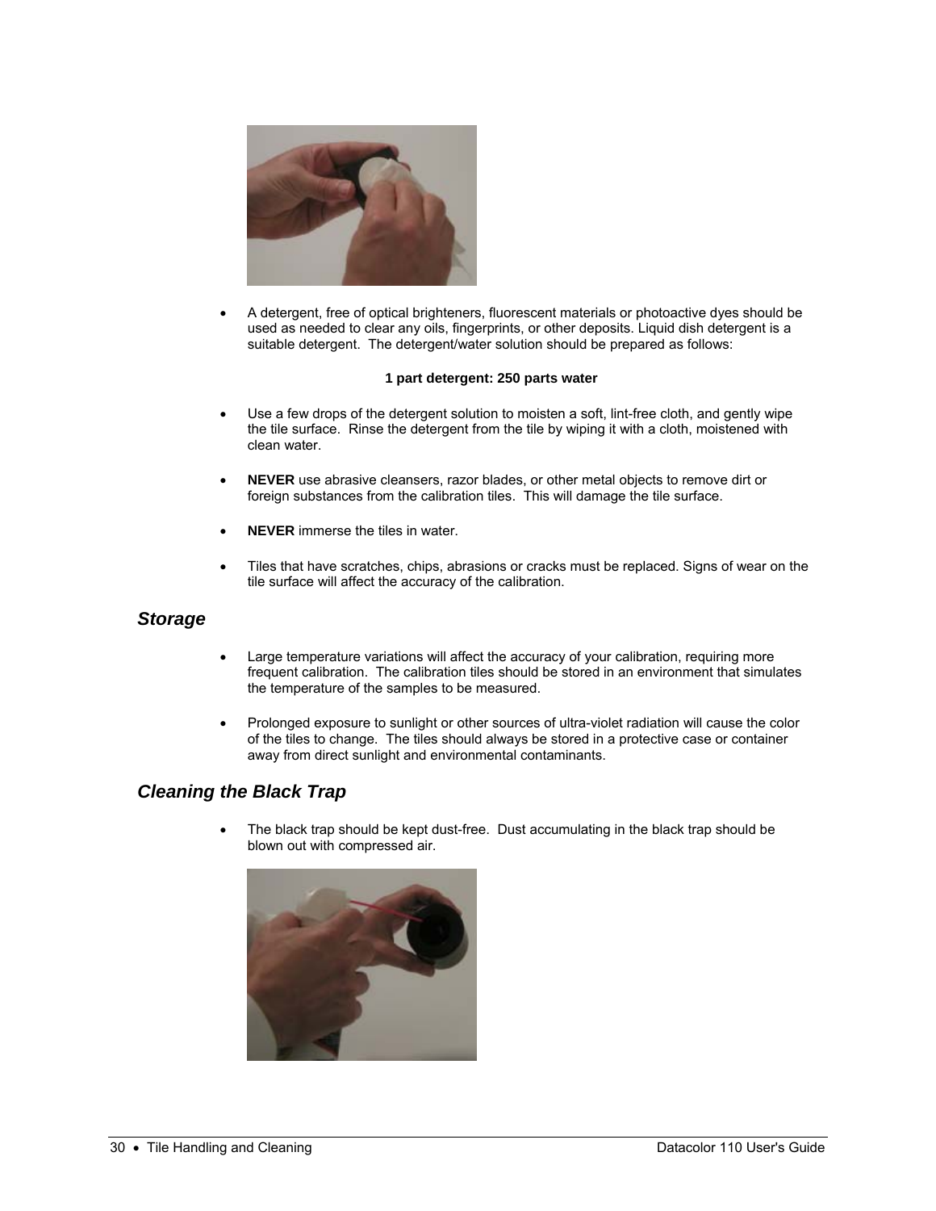- A detergent, free of optical brighteners, fluorescent materials or photoactive dyes should be used as needed to clear any oils, fingerprints, or other deposits. Liquid dish detergent is a suitable detergent. The detergent/water solution should be prepared as follows:

**1 part detergent: 250 parts water**

- Use a few drops of the detergent solution to moisten a soft, lint-free cloth, and gently wipe the tile surface. Rinse the detergent from the tile by wiping it with a cloth, moistened with clean water.

- **NEVER** use abrasive cleansers, razor blades, or other metal objects to remove dirt or foreign substances from the calibration tiles. This will damage the tile surface.

- **NEVER** immerse the tiles in water.

- Tiles that have scratches, chips, abrasions or cracks must be replaced. Signs of wear on the tile surface will affect the accuracy of the calibration.

## *Storage*

- Large temperature variations will affect the accuracy of your calibration, requiring more frequent calibration. The calibration tiles should be stored in an environment that simulates the temperature of the samples to be measured.

- Prolonged exposure to sunlight or other sources of ultra-violet radiation will cause the color of the tiles to change. The tiles should always be stored in a protective case or container away from direct sunlight and environmental contaminants.

## *Cleaning the Black Trap*

- The black trap should be kept dust-free. Dust accumulating in the black trap should be blown out with compressed air.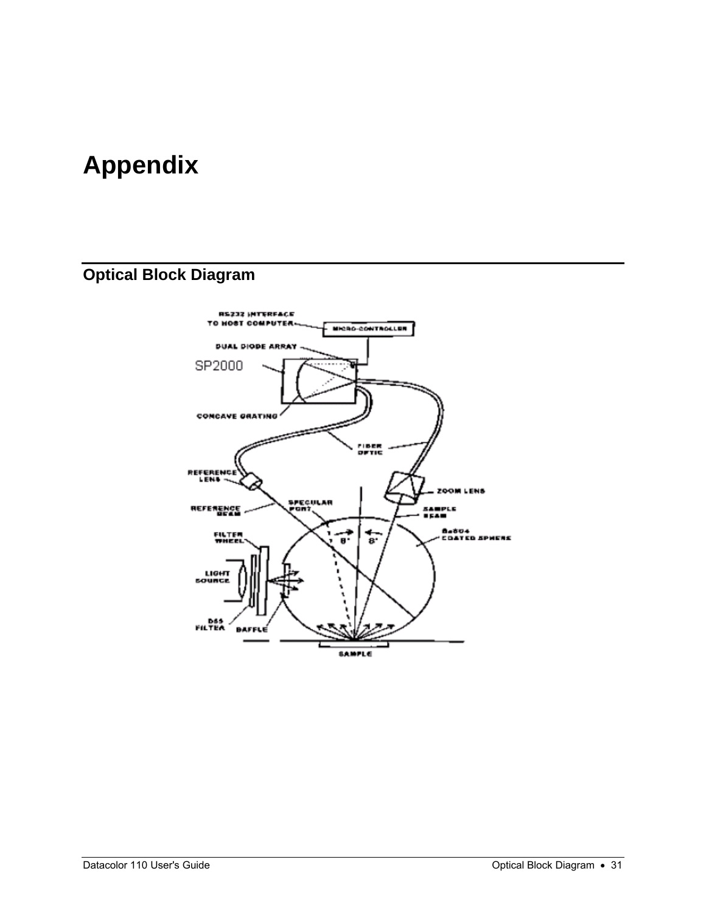# Appendix

## Optical Block Diagram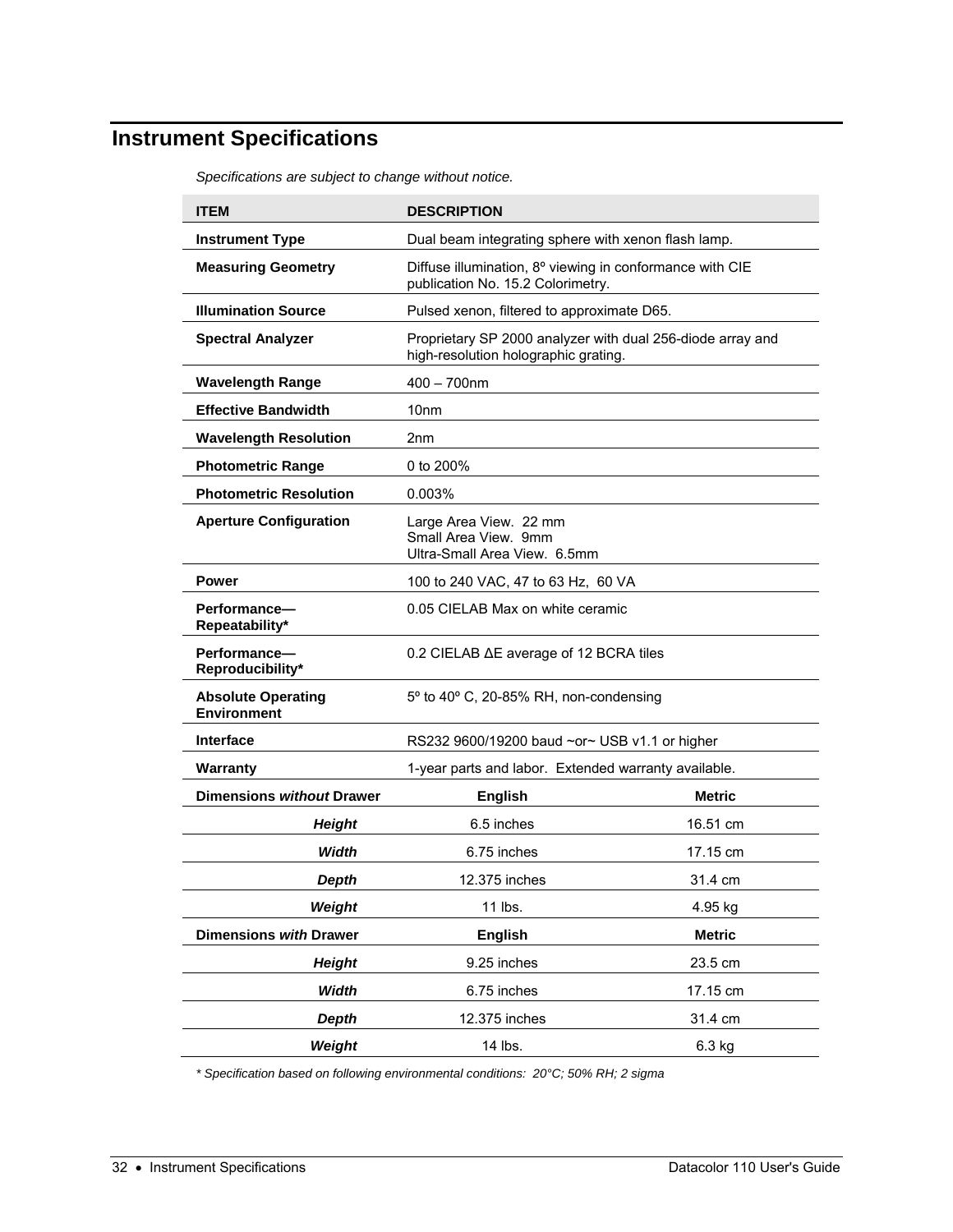# Instrument Specifications

*Specifications are subject to change without notice.*

| ITEM | DESCRIPTION | |
|---|---|---|
| **Instrument Type** | Dual beam integrating sphere with xenon flash lamp. | |
| **Measuring Geometry** | Diffuse illumination, 8º viewing in conformance with CIE publication No. 15.2 Colorimetry. | |
| **Illumination Source** | Pulsed xenon, filtered to approximate D65. | |
| **Spectral Analyzer** | Proprietary SP 2000 analyzer with dual 256-diode array and high-resolution holographic grating. | |
| **Wavelength Range** | 400 – 700nm | |
| **Effective Bandwidth** | 10nm | |
| **Wavelength Resolution** | 2nm | |
| **Photometric Range** | 0 to 200% | |
| **Photometric Resolution** | 0.003% | |
| **Aperture Configuration** | Large Area View. 22 mm<br>Small Area View. 9mm<br>Ultra-Small Area View. 6.5mm | |
| **Power** | 100 to 240 VAC, 47 to 63 Hz, 60 VA | |
| **Performance—Repeatability*** | 0.05 CIELAB Max on white ceramic | |
| **Performance—Reproducibility*** | 0.2 CIELAB ΔE average of 12 BCRA tiles | |
| **Absolute Operating Environment** | 5º to 40º C, 20-85% RH, non-condensing | |
| **Interface** | RS232 9600/19200 baud ~or~ USB v1.1 or higher | |
| **Warranty** | 1-year parts and labor. Extended warranty available. | |
| **Dimensions *without* Drawer** | **English** | **Metric** |
| ***Height*** | 6.5 inches | 16.51 cm |
| ***Width*** | 6.75 inches | 17.15 cm |
| ***Depth*** | 12.375 inches | 31.4 cm |
| ***Weight*** | 11 lbs. | 4.95 kg |
| **Dimensions *with* Drawer** | **English** | **Metric** |
| ***Height*** | 9.25 inches | 23.5 cm |
| ***Width*** | 6.75 inches | 17.15 cm |
| ***Depth*** | 12.375 inches | 31.4 cm |
| ***Weight*** | 14 lbs. | 6.3 kg |

*\* Specification based on following environmental conditions: 20°C; 50% RH; 2 sigma*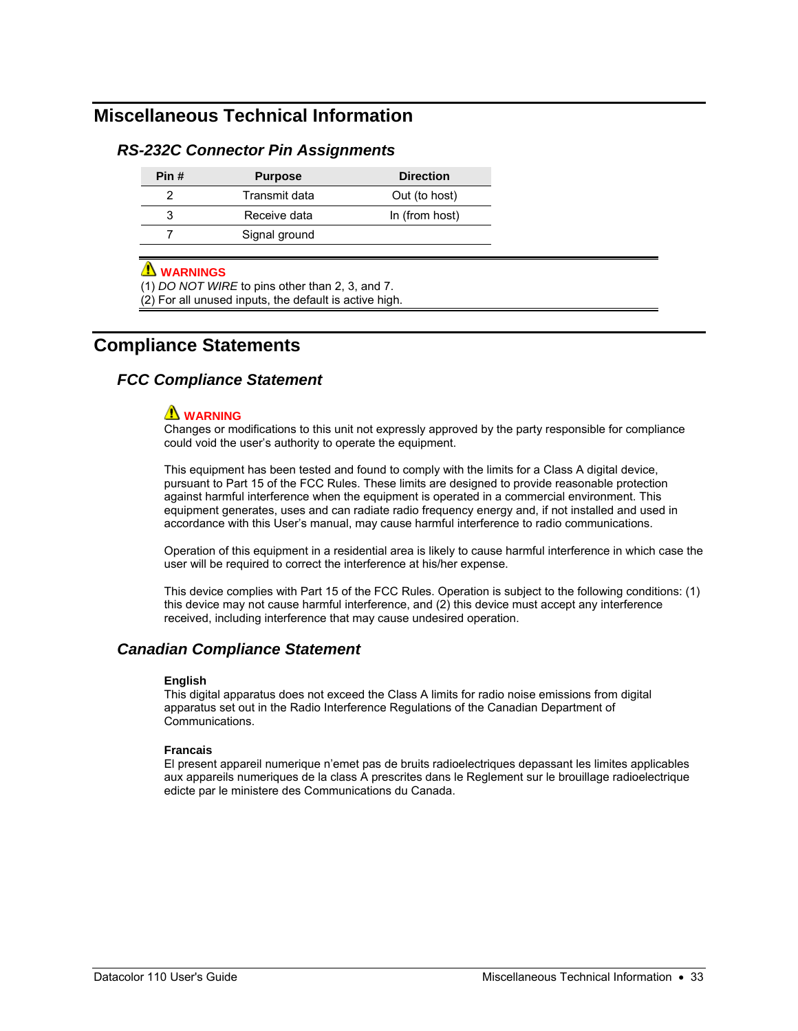# Miscellaneous Technical Information

## *RS-232C Connector Pin Assignments*

| Pin # | Purpose | Direction |
|---|---|---|
| 2 | Transmit data | Out (to host) |
| 3 | Receive data | In (from host) |
| 7 | Signal ground | |

⚠ **WARNINGS**
(1) *DO NOT WIRE* to pins other than 2, 3, and 7.
(2) For all unused inputs, the default is active high.

# Compliance Statements

## *FCC Compliance Statement*

⚠ **WARNING**
Changes or modifications to this unit not expressly approved by the party responsible for compliance could void the user's authority to operate the equipment.

This equipment has been tested and found to comply with the limits for a Class A digital device, pursuant to Part 15 of the FCC Rules. These limits are designed to provide reasonable protection against harmful interference when the equipment is operated in a commercial environment. This equipment generates, uses and can radiate radio frequency energy and, if not installed and used in accordance with this User's manual, may cause harmful interference to radio communications.

Operation of this equipment in a residential area is likely to cause harmful interference in which case the user will be required to correct the interference at his/her expense.

This device complies with Part 15 of the FCC Rules. Operation is subject to the following conditions: (1) this device may not cause harmful interference, and (2) this device must accept any interference received, including interference that may cause undesired operation.

## *Canadian Compliance Statement*

**English**
This digital apparatus does not exceed the Class A limits for radio noise emissions from digital apparatus set out in the Radio Interference Regulations of the Canadian Department of Communications.

**Francais**
El present appareil numerique n'emet pas de bruits radioelectriques depassant les limites applicables aux appareils numeriques de la class A prescrites dans le Reglement sur le brouillage radioelectrique edicte par le ministere des Communications du Canada.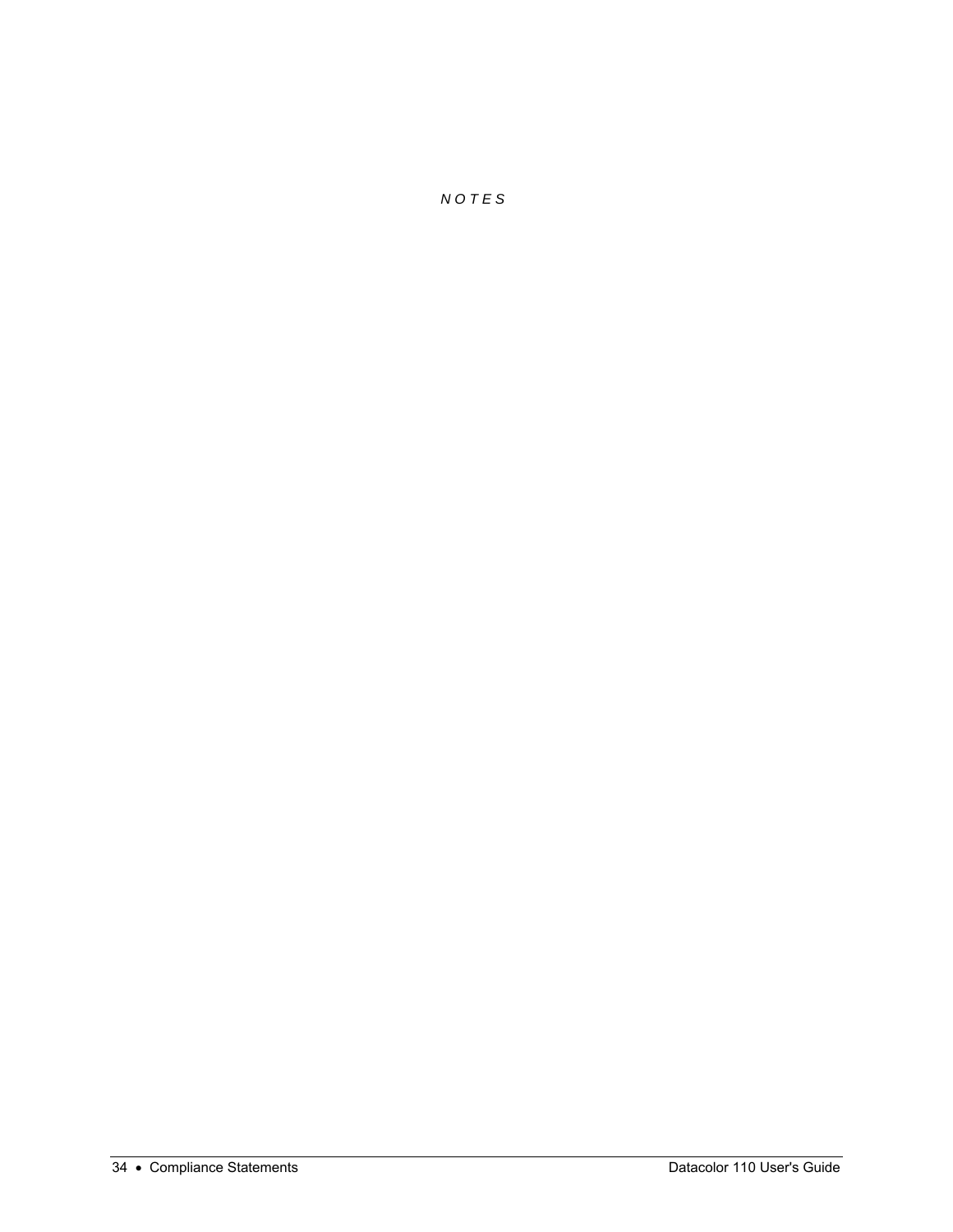*N O T E S*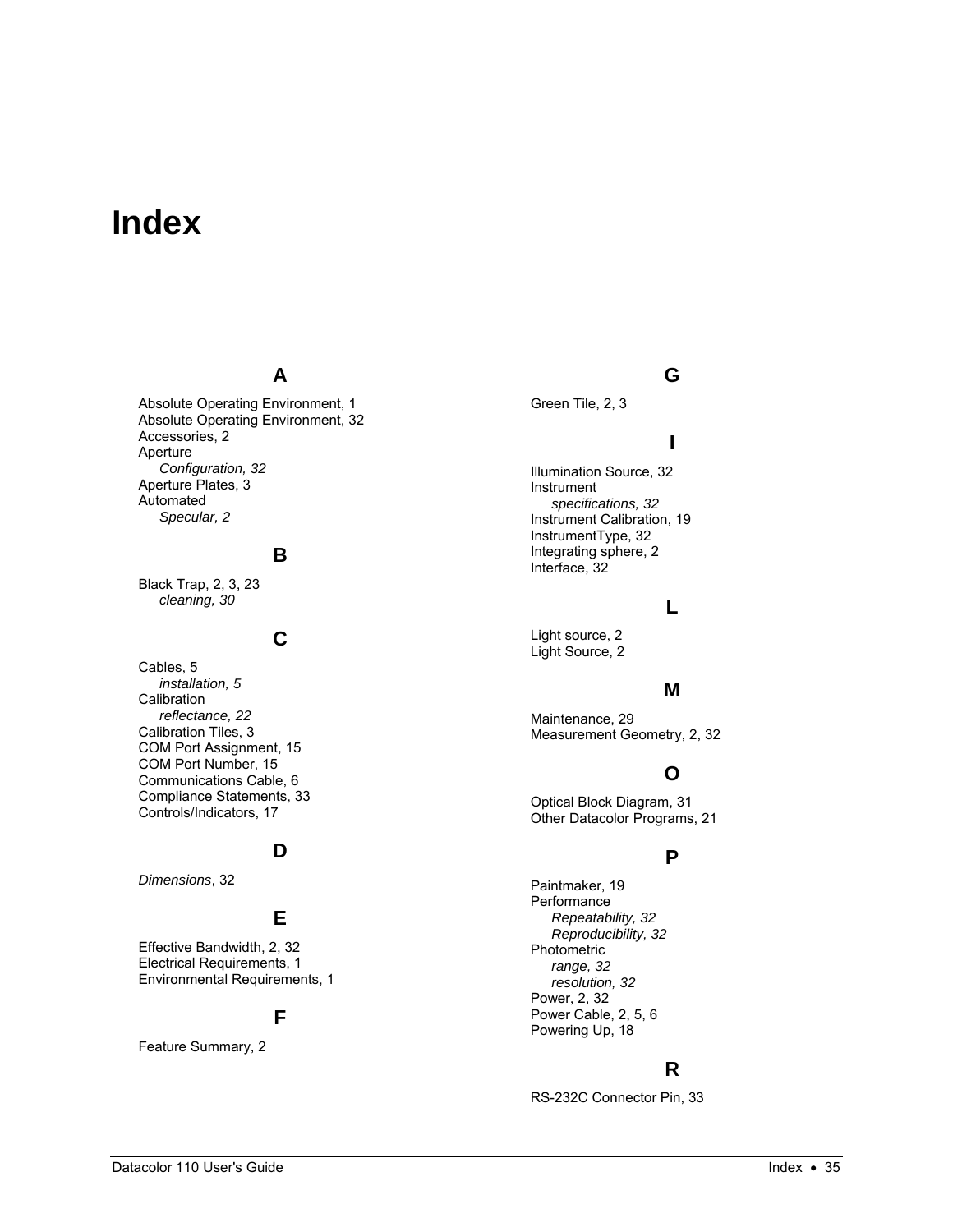# Index

## A

Absolute Operating Environment, 1
Absolute Operating Environment, 32
Accessories, 2
Aperture
- *Configuration, 32*

Aperture Plates, 3
Automated
- *Specular, 2*

## B

Black Trap, 2, 3, 23
- *cleaning, 30*

## C

Cables, 5
- *installation, 5*

Calibration
- *reflectance, 22*

Calibration Tiles, 3
COM Port Assignment, 15
COM Port Number, 15
Communications Cable, 6
Compliance Statements, 33
Controls/Indicators, 17

## D

*Dimensions*, 32

## E

Effective Bandwidth, 2, 32
Electrical Requirements, 1
Environmental Requirements, 1

## F

Feature Summary, 2

## G

Green Tile, 2, 3

## I

Illumination Source, 32
Instrument
- *specifications, 32*

Instrument Calibration, 19
InstrumentType, 32
Integrating sphere, 2
Interface, 32

## L

Light source, 2
Light Source, 2

## M

Maintenance, 29
Measurement Geometry, 2, 32

## O

Optical Block Diagram, 31
Other Datacolor Programs, 21

## P

Paintmaker, 19
Performance
- *Repeatability, 32*
- *Reproducibility, 32*

Photometric
- *range, 32*
- *resolution, 32*

Power, 2, 32
Power Cable, 2, 5, 6
Powering Up, 18

## R

RS-232C Connector Pin, 33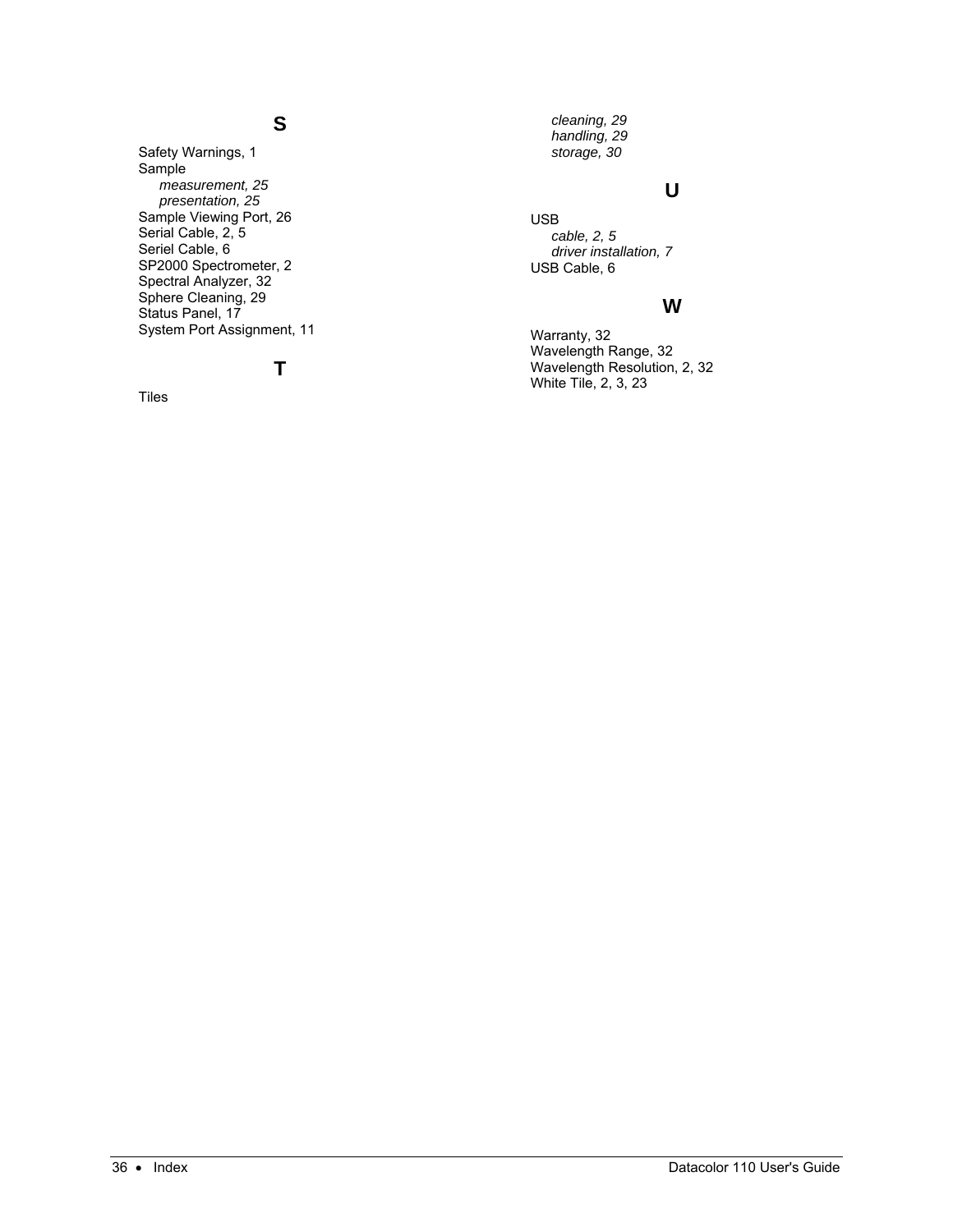## S

Safety Warnings, 1
Sample
- *measurement, 25*
- *presentation, 25*

Sample Viewing Port, 26
Serial Cable, 2, 5
Seriel Cable, 6
SP2000 Spectrometer, 2
Spectral Analyzer, 32
Sphere Cleaning, 29
Status Panel, 17
System Port Assignment, 11

## T

Tiles
- *cleaning, 29*
- *handling, 29*
- *storage, 30*

## U

USB
- *cable, 2, 5*
- *driver installation, 7*

USB Cable, 6

## W

Warranty, 32
Wavelength Range, 32
Wavelength Resolution, 2, 32
White Tile, 2, 3, 23